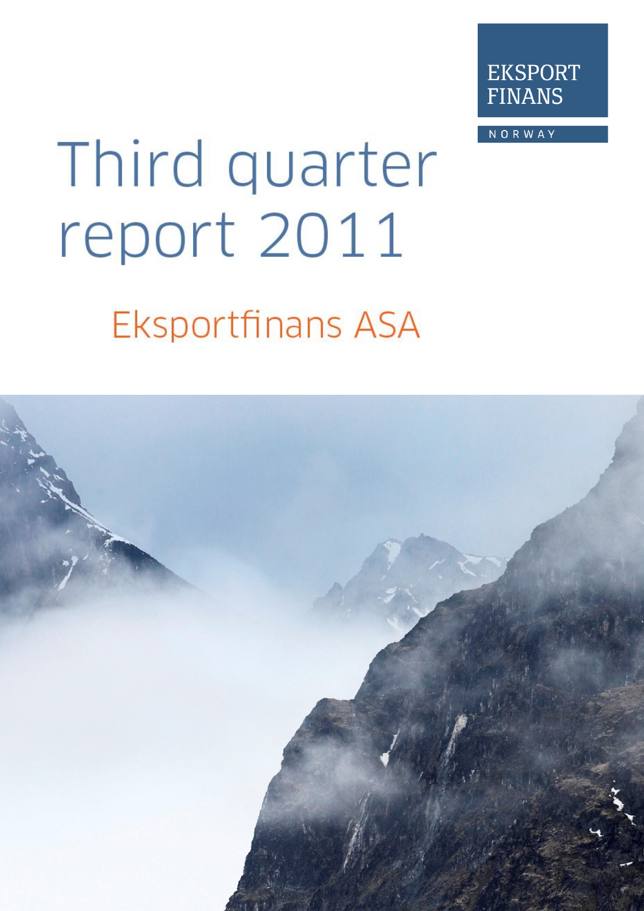EKSPORT FINANS

NORWAY

# Third quarter report 2011

## Eksportfinans ASA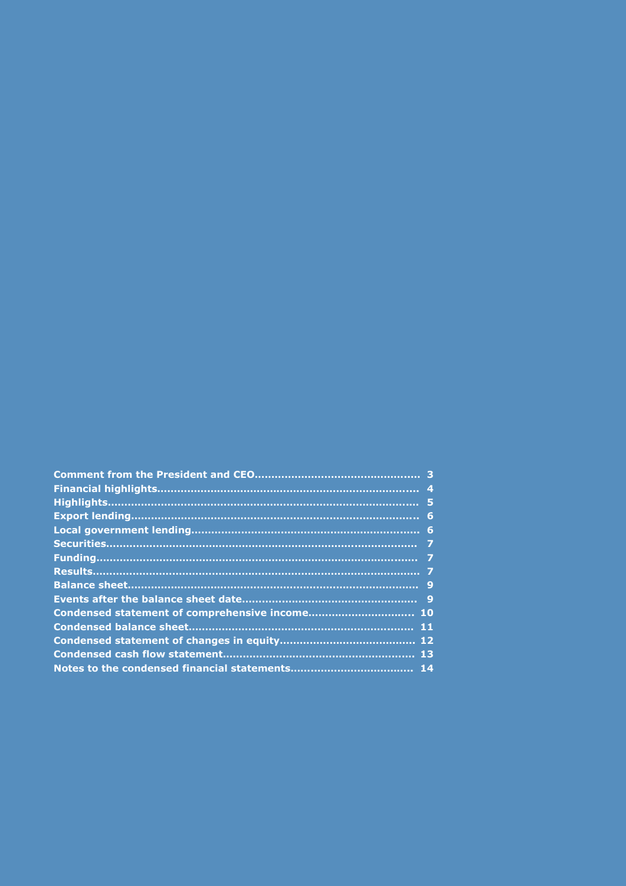| | |
|---|---|
| **Comment from the President and CEO** | **3** |
| **Financial highlights** | **4** |
| **Highlights** | **5** |
| **Export lending** | **6** |
| **Local government lending** | **6** |
| **Securities** | **7** |
| **Funding** | **7** |
| **Results** | **7** |
| **Balance sheet** | **9** |
| **Events after the balance sheet date** | **9** |
| **Condensed statement of comprehensive income** | **10** |
| **Condensed balance sheet** | **11** |
| **Condensed statement of changes in equity** | **12** |
| **Condensed cash flow statement** | **13** |
| **Notes to the condensed financial statements** | **14** |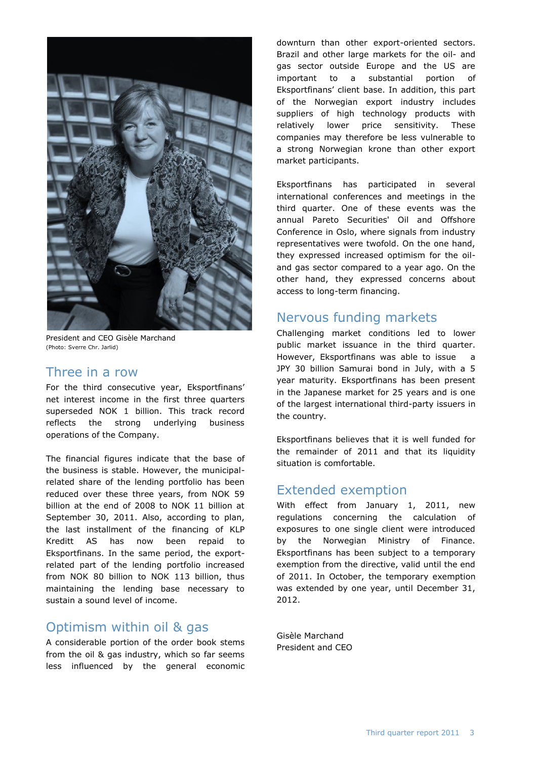President and CEO Gisèle Marchand
(Photo: Sverre Chr. Jarlid)

## Three in a row

For the third consecutive year, Eksportfinans' net interest income in the first three quarters superseded NOK 1 billion. This track record reflects the strong underlying business operations of the Company.

The financial figures indicate that the base of the business is stable. However, the municipal-related share of the lending portfolio has been reduced over these three years, from NOK 59 billion at the end of 2008 to NOK 11 billion at September 30, 2011. Also, according to plan, the last installment of the financing of KLP Kreditt AS has now been repaid to Eksportfinans. In the same period, the export-related part of the lending portfolio increased from NOK 80 billion to NOK 113 billion, thus maintaining the lending base necessary to sustain a sound level of income.

## Optimism within oil & gas

A considerable portion of the order book stems from the oil & gas industry, which so far seems less influenced by the general economic downturn than other export-oriented sectors. Brazil and other large markets for the oil- and gas sector outside Europe and the US are important to a substantial portion of Eksportfinans' client base. In addition, this part of the Norwegian export industry includes suppliers of high technology products with relatively lower price sensitivity. These companies may therefore be less vulnerable to a strong Norwegian krone than other export market participants.

Eksportfinans has participated in several international conferences and meetings in the third quarter. One of these events was the annual Pareto Securities' Oil and Offshore Conference in Oslo, where signals from industry representatives were twofold. On the one hand, they expressed increased optimism for the oil- and gas sector compared to a year ago. On the other hand, they expressed concerns about access to long-term financing.

## Nervous funding markets

Challenging market conditions led to lower public market issuance in the third quarter. However, Eksportfinans was able to issue a JPY 30 billion Samurai bond in July, with a 5 year maturity. Eksportfinans has been present in the Japanese market for 25 years and is one of the largest international third-party issuers in the country.

Eksportfinans believes that it is well funded for the remainder of 2011 and that its liquidity situation is comfortable.

## Extended exemption

With effect from January 1, 2011, new regulations concerning the calculation of exposures to one single client were introduced by the Norwegian Ministry of Finance. Eksportfinans has been subject to a temporary exemption from the directive, valid until the end of 2011. In October, the temporary exemption was extended by one year, until December 31, 2012.

Gisèle Marchand
President and CEO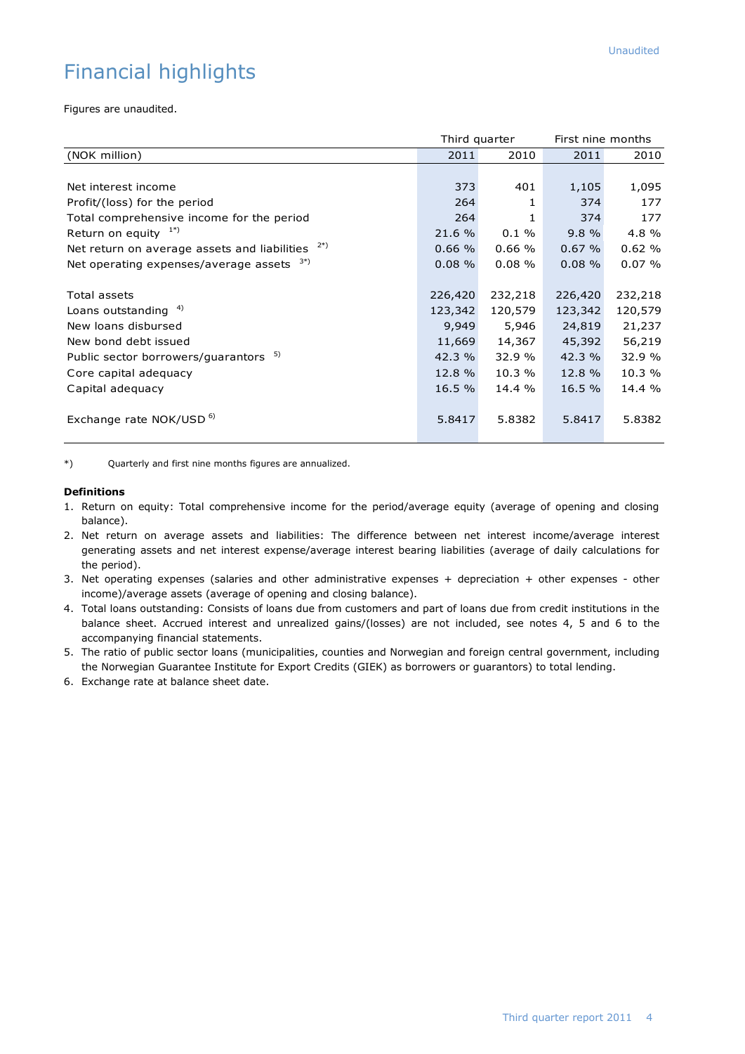# Financial highlights

Figures are unaudited.

| | Third quarter | | First nine months | |
|---|---|---|---|---|
| (NOK million) | 2011 | 2010 | 2011 | 2010 |
| Net interest income | 373 | 401 | 1,105 | 1,095 |
| Profit/(loss) for the period | 264 | 1 | 374 | 177 |
| Total comprehensive income for the period | 264 | 1 | 374 | 177 |
| Return on equity [1*)] | 21.6 % | 0.1 % | 9.8 % | 4.8 % |
| Net return on average assets and liabilities [2*)] | 0.66 % | 0.66 % | 0.67 % | 0.62 % |
| Net operating expenses/average assets [3*)] | 0.08 % | 0.08 % | 0.08 % | 0.07 % |
| Total assets | 226,420 | 232,218 | 226,420 | 232,218 |
| Loans outstanding [4)] | 123,342 | 120,579 | 123,342 | 120,579 |
| New loans disbursed | 9,949 | 5,946 | 24,819 | 21,237 |
| New bond debt issued | 11,669 | 14,367 | 45,392 | 56,219 |
| Public sector borrowers/guarantors [5)] | 42.3 % | 32.9 % | 42.3 % | 32.9 % |
| Core capital adequacy | 12.8 % | 10.3 % | 12.8 % | 10.3 % |
| Capital adequacy | 16.5 % | 14.4 % | 16.5 % | 14.4 % |
| Exchange rate NOK/USD [6)] | 5.8417 | 5.8382 | 5.8417 | 5.8382 |

*) Quarterly and first nine months figures are annualized.

**Definitions**

1. Return on equity: Total comprehensive income for the period/average equity (average of opening and closing balance).
2. Net return on average assets and liabilities: The difference between net interest income/average interest generating assets and net interest expense/average interest bearing liabilities (average of daily calculations for the period).
3. Net operating expenses (salaries and other administrative expenses + depreciation + other expenses - other income)/average assets (average of opening and closing balance).
4. Total loans outstanding: Consists of loans due from customers and part of loans due from credit institutions in the balance sheet. Accrued interest and unrealized gains/(losses) are not included, see notes 4, 5 and 6 to the accompanying financial statements.
5. The ratio of public sector loans (municipalities, counties and Norwegian and foreign central government, including the Norwegian Guarantee Institute for Export Credits (GIEK) as borrowers or guarantors) to total lending.
6. Exchange rate at balance sheet date.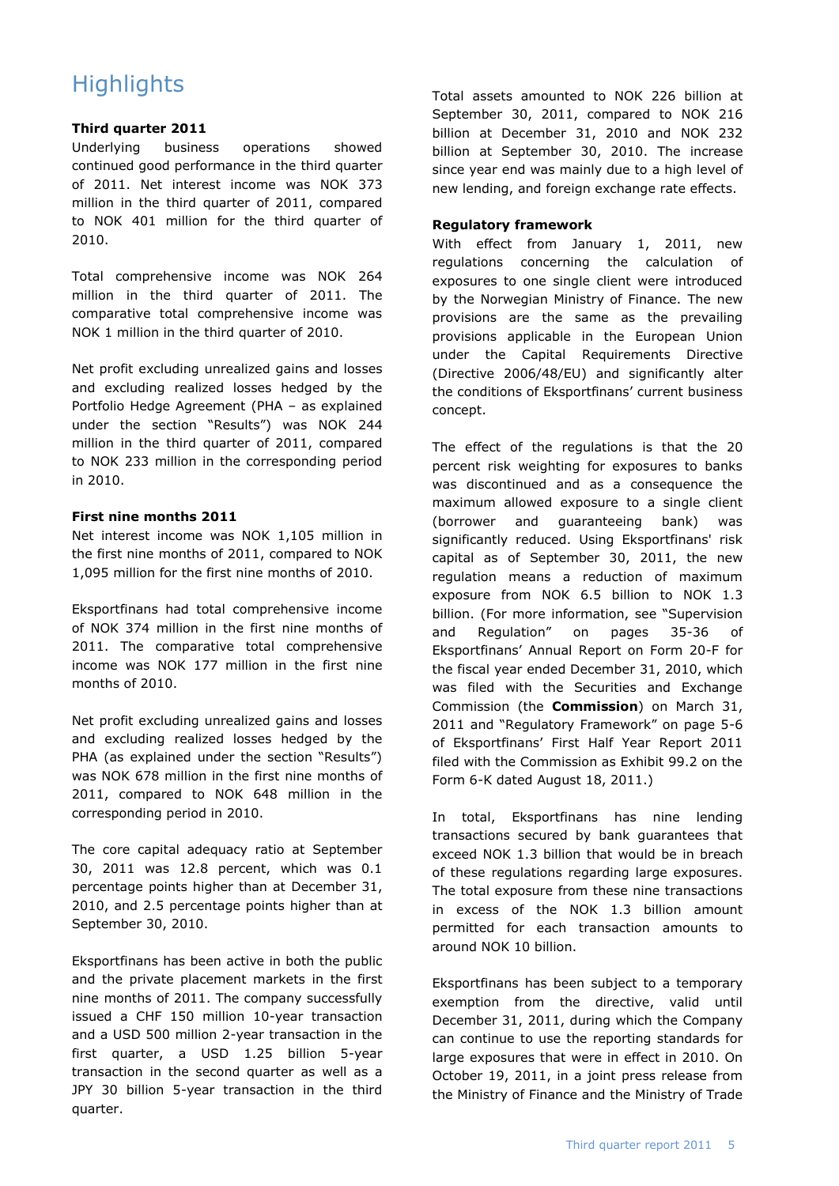# Highlights

**Third quarter 2011**

Underlying business operations showed continued good performance in the third quarter of 2011. Net interest income was NOK 373 million in the third quarter of 2011, compared to NOK 401 million for the third quarter of 2010.

Total comprehensive income was NOK 264 million in the third quarter of 2011. The comparative total comprehensive income was NOK 1 million in the third quarter of 2010.

Net profit excluding unrealized gains and losses and excluding realized losses hedged by the Portfolio Hedge Agreement (PHA – as explained under the section "Results") was NOK 244 million in the third quarter of 2011, compared to NOK 233 million in the corresponding period in 2010.

**First nine months 2011**

Net interest income was NOK 1,105 million in the first nine months of 2011, compared to NOK 1,095 million for the first nine months of 2010.

Eksportfinans had total comprehensive income of NOK 374 million in the first nine months of 2011. The comparative total comprehensive income was NOK 177 million in the first nine months of 2010.

Net profit excluding unrealized gains and losses and excluding realized losses hedged by the PHA (as explained under the section "Results") was NOK 678 million in the first nine months of 2011, compared to NOK 648 million in the corresponding period in 2010.

The core capital adequacy ratio at September 30, 2011 was 12.8 percent, which was 0.1 percentage points higher than at December 31, 2010, and 2.5 percentage points higher than at September 30, 2010.

Eksportfinans has been active in both the public and the private placement markets in the first nine months of 2011. The company successfully issued a CHF 150 million 10-year transaction and a USD 500 million 2-year transaction in the first quarter, a USD 1.25 billion 5-year transaction in the second quarter as well as a JPY 30 billion 5-year transaction in the third quarter.

Total assets amounted to NOK 226 billion at September 30, 2011, compared to NOK 216 billion at December 31, 2010 and NOK 232 billion at September 30, 2010. The increase since year end was mainly due to a high level of new lending, and foreign exchange rate effects.

**Regulatory framework**

With effect from January 1, 2011, new regulations concerning the calculation of exposures to one single client were introduced by the Norwegian Ministry of Finance. The new provisions are the same as the prevailing provisions applicable in the European Union under the Capital Requirements Directive (Directive 2006/48/EU) and significantly alter the conditions of Eksportfinans' current business concept.

The effect of the regulations is that the 20 percent risk weighting for exposures to banks was discontinued and as a consequence the maximum allowed exposure to a single client (borrower and guaranteeing bank) was significantly reduced. Using Eksportfinans' risk capital as of September 30, 2011, the new regulation means a reduction of maximum exposure from NOK 6.5 billion to NOK 1.3 billion. (For more information, see "Supervision and Regulation" on pages 35-36 of Eksportfinans' Annual Report on Form 20-F for the fiscal year ended December 31, 2010, which was filed with the Securities and Exchange Commission (the **Commission**) on March 31, 2011 and "Regulatory Framework" on page 5-6 of Eksportfinans' First Half Year Report 2011 filed with the Commission as Exhibit 99.2 on the Form 6-K dated August 18, 2011.)

In total, Eksportfinans has nine lending transactions secured by bank guarantees that exceed NOK 1.3 billion that would be in breach of these regulations regarding large exposures. The total exposure from these nine transactions in excess of the NOK 1.3 billion amount permitted for each transaction amounts to around NOK 10 billion.

Eksportfinans has been subject to a temporary exemption from the directive, valid until December 31, 2011, during which the Company can continue to use the reporting standards for large exposures that were in effect in 2010. On October 19, 2011, in a joint press release from the Ministry of Finance and the Ministry of Trade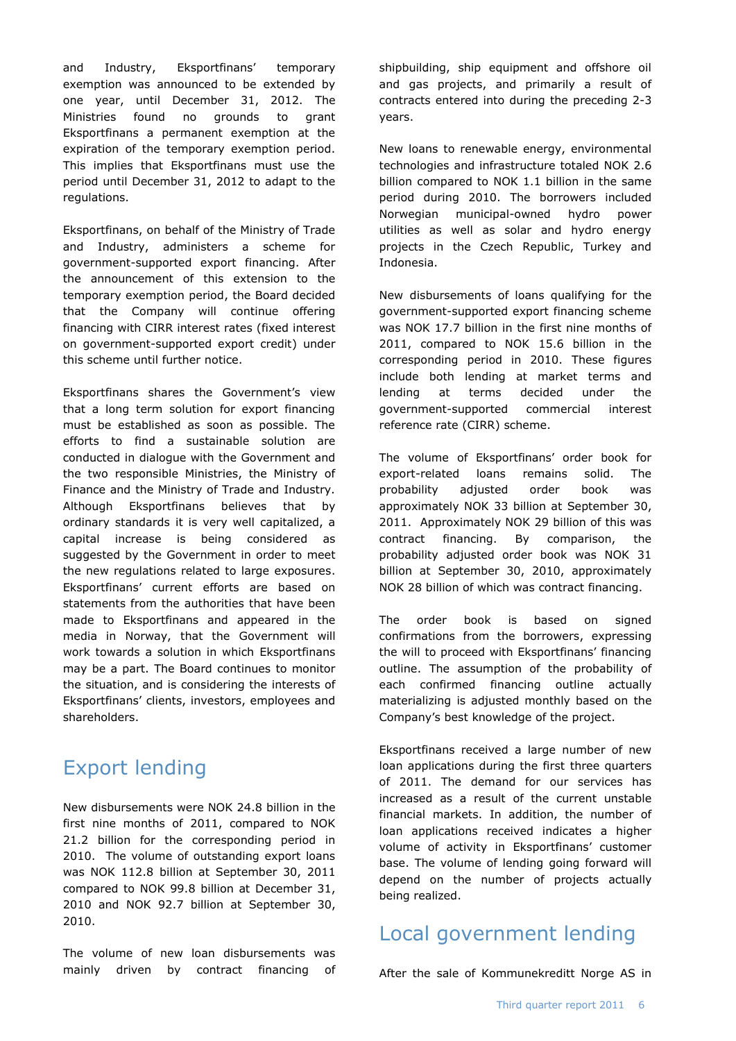and Industry, Eksportfinans' temporary exemption was announced to be extended by one year, until December 31, 2012. The Ministries found no grounds to grant Eksportfinans a permanent exemption at the expiration of the temporary exemption period. This implies that Eksportfinans must use the period until December 31, 2012 to adapt to the regulations.

Eksportfinans, on behalf of the Ministry of Trade and Industry, administers a scheme for government-supported export financing. After the announcement of this extension to the temporary exemption period, the Board decided that the Company will continue offering financing with CIRR interest rates (fixed interest on government-supported export credit) under this scheme until further notice.

Eksportfinans shares the Government's view that a long term solution for export financing must be established as soon as possible. The efforts to find a sustainable solution are conducted in dialogue with the Government and the two responsible Ministries, the Ministry of Finance and the Ministry of Trade and Industry. Although Eksportfinans believes that by ordinary standards it is very well capitalized, a capital increase is being considered as suggested by the Government in order to meet the new regulations related to large exposures. Eksportfinans' current efforts are based on statements from the authorities that have been made to Eksportfinans and appeared in the media in Norway, that the Government will work towards a solution in which Eksportfinans may be a part. The Board continues to monitor the situation, and is considering the interests of Eksportfinans' clients, investors, employees and shareholders.

## Export lending

New disbursements were NOK 24.8 billion in the first nine months of 2011, compared to NOK 21.2 billion for the corresponding period in 2010. The volume of outstanding export loans was NOK 112.8 billion at September 30, 2011 compared to NOK 99.8 billion at December 31, 2010 and NOK 92.7 billion at September 30, 2010.

The volume of new loan disbursements was mainly driven by contract financing of shipbuilding, ship equipment and offshore oil and gas projects, and primarily a result of contracts entered into during the preceding 2-3 years.

New loans to renewable energy, environmental technologies and infrastructure totaled NOK 2.6 billion compared to NOK 1.1 billion in the same period during 2010. The borrowers included Norwegian municipal-owned hydro power utilities as well as solar and hydro energy projects in the Czech Republic, Turkey and Indonesia.

New disbursements of loans qualifying for the government-supported export financing scheme was NOK 17.7 billion in the first nine months of 2011, compared to NOK 15.6 billion in the corresponding period in 2010. These figures include both lending at market terms and lending at terms decided under the government-supported commercial interest reference rate (CIRR) scheme.

The volume of Eksportfinans' order book for export-related loans remains solid. The probability adjusted order book was approximately NOK 33 billion at September 30, 2011. Approximately NOK 29 billion of this was contract financing. By comparison, the probability adjusted order book was NOK 31 billion at September 30, 2010, approximately NOK 28 billion of which was contract financing.

The order book is based on signed confirmations from the borrowers, expressing the will to proceed with Eksportfinans' financing outline. The assumption of the probability of each confirmed financing outline actually materializing is adjusted monthly based on the Company's best knowledge of the project.

Eksportfinans received a large number of new loan applications during the first three quarters of 2011. The demand for our services has increased as a result of the current unstable financial markets. In addition, the number of loan applications received indicates a higher volume of activity in Eksportfinans' customer base. The volume of lending going forward will depend on the number of projects actually being realized.

## Local government lending

After the sale of Kommunekreditt Norge AS in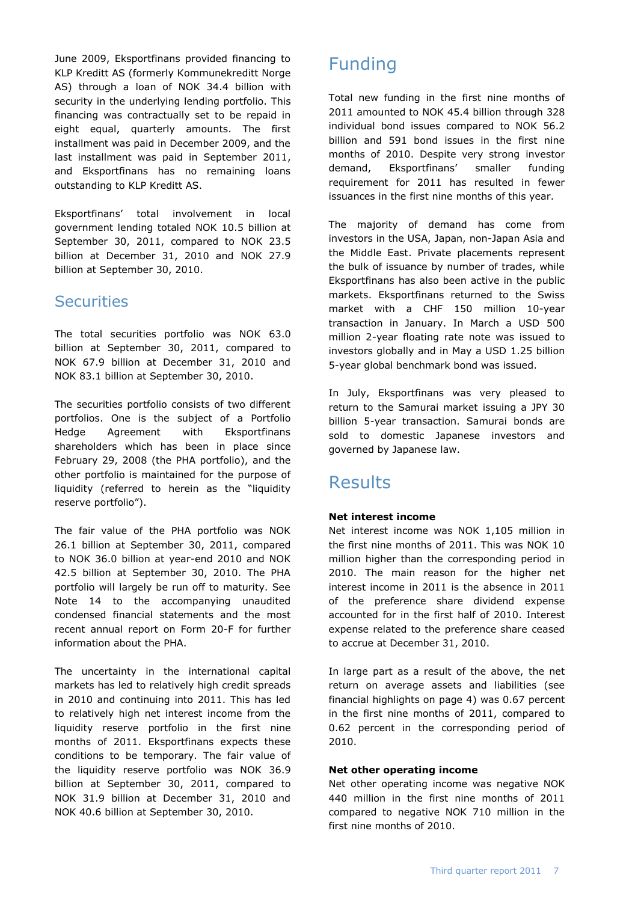June 2009, Eksportfinans provided financing to KLP Kreditt AS (formerly Kommunekreditt Norge AS) through a loan of NOK 34.4 billion with security in the underlying lending portfolio. This financing was contractually set to be repaid in eight equal, quarterly amounts. The first installment was paid in December 2009, and the last installment was paid in September 2011, and Eksportfinans has no remaining loans outstanding to KLP Kreditt AS.

Eksportfinans' total involvement in local government lending totaled NOK 10.5 billion at September 30, 2011, compared to NOK 23.5 billion at December 31, 2010 and NOK 27.9 billion at September 30, 2010.

## Securities

The total securities portfolio was NOK 63.0 billion at September 30, 2011, compared to NOK 67.9 billion at December 31, 2010 and NOK 83.1 billion at September 30, 2010.

The securities portfolio consists of two different portfolios. One is the subject of a Portfolio Hedge Agreement with Eksportfinans shareholders which has been in place since February 29, 2008 (the PHA portfolio), and the other portfolio is maintained for the purpose of liquidity (referred to herein as the "liquidity reserve portfolio").

The fair value of the PHA portfolio was NOK 26.1 billion at September 30, 2011, compared to NOK 36.0 billion at year-end 2010 and NOK 42.5 billion at September 30, 2010. The PHA portfolio will largely be run off to maturity. See Note 14 to the accompanying unaudited condensed financial statements and the most recent annual report on Form 20-F for further information about the PHA.

The uncertainty in the international capital markets has led to relatively high credit spreads in 2010 and continuing into 2011. This has led to relatively high net interest income from the liquidity reserve portfolio in the first nine months of 2011. Eksportfinans expects these conditions to be temporary. The fair value of the liquidity reserve portfolio was NOK 36.9 billion at September 30, 2011, compared to NOK 31.9 billion at December 31, 2010 and NOK 40.6 billion at September 30, 2010.

# Funding

Total new funding in the first nine months of 2011 amounted to NOK 45.4 billion through 328 individual bond issues compared to NOK 56.2 billion and 591 bond issues in the first nine months of 2010. Despite very strong investor demand, Eksportfinans' smaller funding requirement for 2011 has resulted in fewer issuances in the first nine months of this year.

The majority of demand has come from investors in the USA, Japan, non-Japan Asia and the Middle East. Private placements represent the bulk of issuance by number of trades, while Eksportfinans has also been active in the public markets. Eksportfinans returned to the Swiss market with a CHF 150 million 10-year transaction in January. In March a USD 500 million 2-year floating rate note was issued to investors globally and in May a USD 1.25 billion 5-year global benchmark bond was issued.

In July, Eksportfinans was very pleased to return to the Samurai market issuing a JPY 30 billion 5-year transaction. Samurai bonds are sold to domestic Japanese investors and governed by Japanese law.

# Results

**Net interest income**

Net interest income was NOK 1,105 million in the first nine months of 2011. This was NOK 10 million higher than the corresponding period in 2010. The main reason for the higher net interest income in 2011 is the absence in 2011 of the preference share dividend expense accounted for in the first half of 2010. Interest expense related to the preference share ceased to accrue at December 31, 2010.

In large part as a result of the above, the net return on average assets and liabilities (see financial highlights on page 4) was 0.67 percent in the first nine months of 2011, compared to 0.62 percent in the corresponding period of 2010.

**Net other operating income**

Net other operating income was negative NOK 440 million in the first nine months of 2011 compared to negative NOK 710 million in the first nine months of 2010.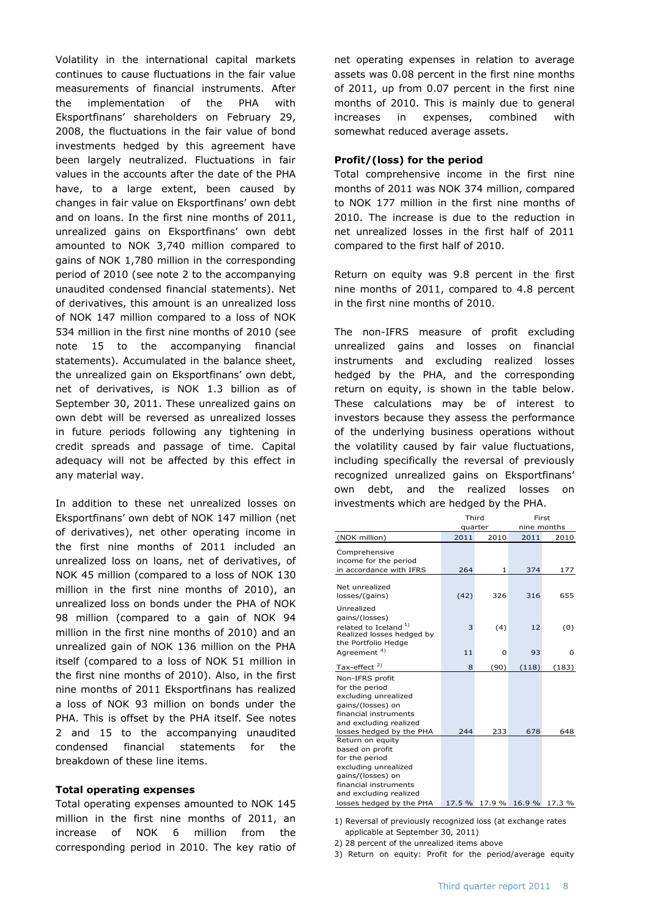Volatility in the international capital markets continues to cause fluctuations in the fair value measurements of financial instruments. After the implementation of the PHA with Eksportfinans' shareholders on February 29, 2008, the fluctuations in the fair value of bond investments hedged by this agreement have been largely neutralized. Fluctuations in fair values in the accounts after the date of the PHA have, to a large extent, been caused by changes in fair value on Eksportfinans' own debt and on loans. In the first nine months of 2011, unrealized gains on Eksportfinans' own debt amounted to NOK 3,740 million compared to gains of NOK 1,780 million in the corresponding period of 2010 (see note 2 to the accompanying unaudited condensed financial statements). Net of derivatives, this amount is an unrealized loss of NOK 147 million compared to a loss of NOK 534 million in the first nine months of 2010 (see note 15 to the accompanying financial statements). Accumulated in the balance sheet, the unrealized gain on Eksportfinans' own debt, net of derivatives, is NOK 1.3 billion as of September 30, 2011. These unrealized gains on own debt will be reversed as unrealized losses in future periods following any tightening in credit spreads and passage of time. Capital adequacy will not be affected by this effect in any material way.

In addition to these net unrealized losses on Eksportfinans' own debt of NOK 147 million (net of derivatives), net other operating income in the first nine months of 2011 included an unrealized loss on loans, net of derivatives, of NOK 45 million (compared to a loss of NOK 130 million in the first nine months of 2010), an unrealized loss on bonds under the PHA of NOK 98 million (compared to a gain of NOK 94 million in the first nine months of 2010) and an unrealized gain of NOK 136 million on the PHA itself (compared to a loss of NOK 51 million in the first nine months of 2010). Also, in the first nine months of 2011 Eksportfinans has realized a loss of NOK 93 million on bonds under the PHA. This is offset by the PHA itself. See notes 2 and 15 to the accompanying unaudited condensed financial statements for the breakdown of these line items.

**Total operating expenses**

Total operating expenses amounted to NOK 145 million in the first nine months of 2011, an increase of NOK 6 million from the corresponding period in 2010. The key ratio of net operating expenses in relation to average assets was 0.08 percent in the first nine months of 2011, up from 0.07 percent in the first nine months of 2010. This is mainly due to general increases in expenses, combined with somewhat reduced average assets.

**Profit/(loss) for the period**

Total comprehensive income in the first nine months of 2011 was NOK 374 million, compared to NOK 177 million in the first nine months of 2010. The increase is due to the reduction in net unrealized losses in the first half of 2011 compared to the first half of 2010.

Return on equity was 9.8 percent in the first nine months of 2011, compared to 4.8 percent in the first nine months of 2010.

The non-IFRS measure of profit excluding unrealized gains and losses on financial instruments and excluding realized losses hedged by the PHA, and the corresponding return on equity, is shown in the table below. These calculations may be of interest to investors because they assess the performance of the underlying business operations without the volatility caused by fair value fluctuations, including specifically the reversal of previously recognized unrealized gains on Eksportfinans' own debt, and the realized losses on investments which are hedged by the PHA.

| | Third quarter | | First nine months | |
|---|---|---|---|---|
| (NOK million) | 2011 | 2010 | 2011 | 2010 |
| Comprehensive income for the period in accordance with IFRS | 264 | 1 | 374 | 177 |
| Net unrealized losses/(gains) | (42) | 326 | 316 | 655 |
| Unrealized gains/(losses) related to Iceland [1] | 3 | (4) | 12 | (0) |
| Realized losses hedged by the Portfolio Hedge Agreement [4] | 11 | 0 | 93 | 0 |
| Tax-effect [2] | 8 | (90) | (118) | (183) |
| Non-IFRS profit for the period excluding unrealized gains/(losses) on financial instruments and excluding realized losses hedged by the PHA | 244 | 233 | 678 | 648 |
| Return on equity based on profit for the period excluding unrealized gains/(losses) on financial instruments and excluding realized losses hedged by the PHA | 17.5 % | 17.9 % | 16.9 % | 17.3 % |

1) Reversal of previously recognized loss (at exchange rates applicable at September 30, 2011)

2) 28 percent of the unrealized items above

3) Return on equity: Profit for the period/average equity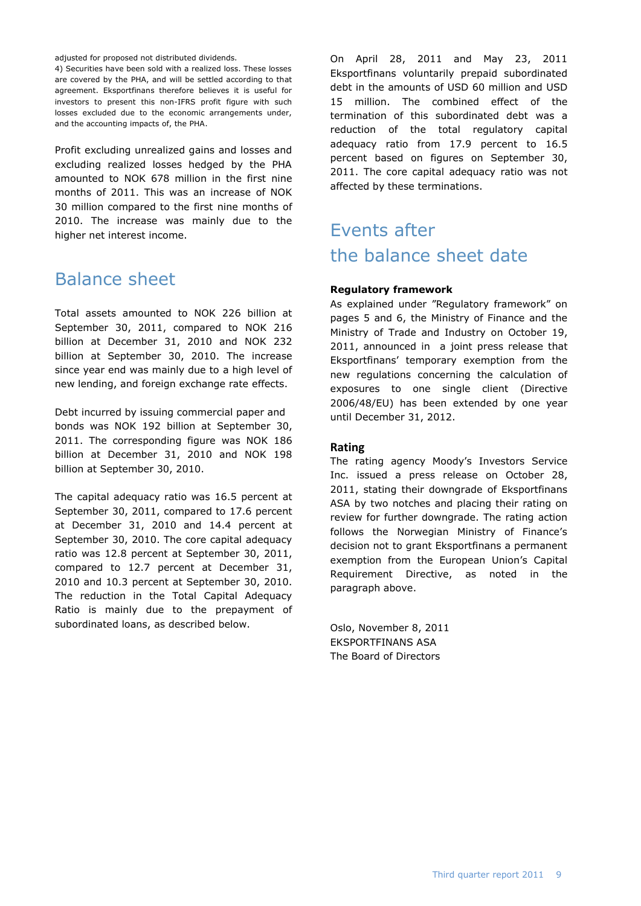adjusted for proposed not distributed dividends.

4) Securities have been sold with a realized loss. These losses are covered by the PHA, and will be settled according to that agreement. Eksportfinans therefore believes it is useful for investors to present this non-IFRS profit figure with such losses excluded due to the economic arrangements under, and the accounting impacts of, the PHA.

Profit excluding unrealized gains and losses and excluding realized losses hedged by the PHA amounted to NOK 678 million in the first nine months of 2011. This was an increase of NOK 30 million compared to the first nine months of 2010. The increase was mainly due to the higher net interest income.

# Balance sheet

Total assets amounted to NOK 226 billion at September 30, 2011, compared to NOK 216 billion at December 31, 2010 and NOK 232 billion at September 30, 2010. The increase since year end was mainly due to a high level of new lending, and foreign exchange rate effects.

Debt incurred by issuing commercial paper and bonds was NOK 192 billion at September 30, 2011. The corresponding figure was NOK 186 billion at December 31, 2010 and NOK 198 billion at September 30, 2010.

The capital adequacy ratio was 16.5 percent at September 30, 2011, compared to 17.6 percent at December 31, 2010 and 14.4 percent at September 30, 2010. The core capital adequacy ratio was 12.8 percent at September 30, 2011, compared to 12.7 percent at December 31, 2010 and 10.3 percent at September 30, 2010. The reduction in the Total Capital Adequacy Ratio is mainly due to the prepayment of subordinated loans, as described below.

On April 28, 2011 and May 23, 2011 Eksportfinans voluntarily prepaid subordinated debt in the amounts of USD 60 million and USD 15 million. The combined effect of the termination of this subordinated debt was a reduction of the total regulatory capital adequacy ratio from 17.9 percent to 16.5 percent based on figures on September 30, 2011. The core capital adequacy ratio was not affected by these terminations.

# Events after the balance sheet date

**Regulatory framework**

As explained under "Regulatory framework" on pages 5 and 6, the Ministry of Finance and the Ministry of Trade and Industry on October 19, 2011, announced in a joint press release that Eksportfinans' temporary exemption from the new regulations concerning the calculation of exposures to one single client (Directive 2006/48/EU) has been extended by one year until December 31, 2012.

**Rating**

The rating agency Moody's Investors Service Inc. issued a press release on October 28, 2011, stating their downgrade of Eksportfinans ASA by two notches and placing their rating on review for further downgrade. The rating action follows the Norwegian Ministry of Finance's decision not to grant Eksportfinans a permanent exemption from the European Union's Capital Requirement Directive, as noted in the paragraph above.

Oslo, November 8, 2011
EKSPORTFINANS ASA
The Board of Directors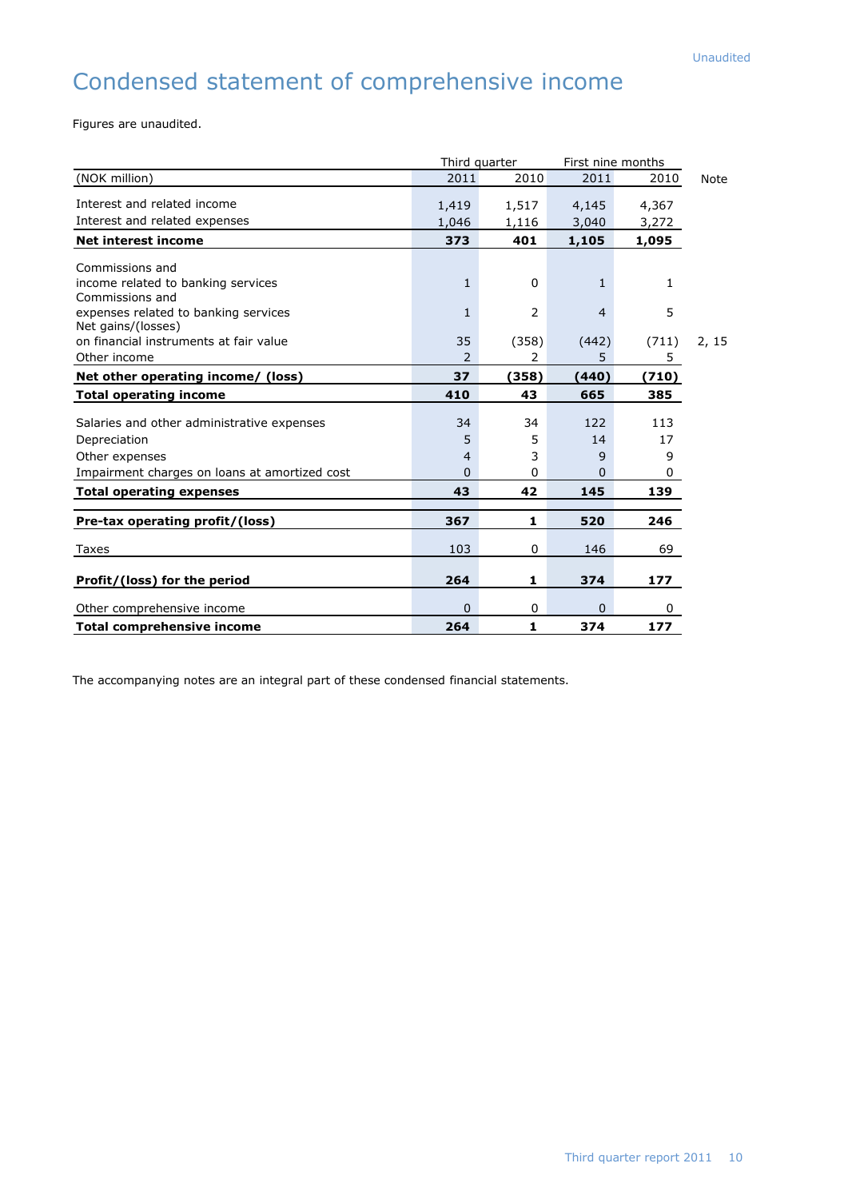Unaudited

# Condensed statement of comprehensive income

Figures are unaudited.

| | Third quarter | | First nine months | | |
|---|---|---|---|---|---|
| (NOK million) | 2011 | 2010 | 2011 | 2010 | Note |
| Interest and related income | 1,419 | 1,517 | 4,145 | 4,367 | |
| Interest and related expenses | 1,046 | 1,116 | 3,040 | 3,272 | |
| **Net interest income** | **373** | **401** | **1,105** | **1,095** | |
| Commissions and income related to banking services | 1 | 0 | 1 | 1 | |
| Commissions and expenses related to banking services | 1 | 2 | 4 | 5 | |
| Net gains/(losses) on financial instruments at fair value | 35 | (358) | (442) | (711) | 2, 15 |
| Other income | 2 | 2 | 5 | 5 | |
| **Net other operating income/ (loss)** | **37** | **(358)** | **(440)** | **(710)** | |
| **Total operating income** | **410** | **43** | **665** | **385** | |
| Salaries and other administrative expenses | 34 | 34 | 122 | 113 | |
| Depreciation | 5 | 5 | 14 | 17 | |
| Other expenses | 4 | 3 | 9 | 9 | |
| Impairment charges on loans at amortized cost | 0 | 0 | 0 | 0 | |
| **Total operating expenses** | **43** | **42** | **145** | **139** | |
| **Pre-tax operating profit/(loss)** | **367** | **1** | **520** | **246** | |
| Taxes | 103 | 0 | 146 | 69 | |
| **Profit/(loss) for the period** | **264** | **1** | **374** | **177** | |
| Other comprehensive income | 0 | 0 | 0 | 0 | |
| **Total comprehensive income** | **264** | **1** | **374** | **177** | |

The accompanying notes are an integral part of these condensed financial statements.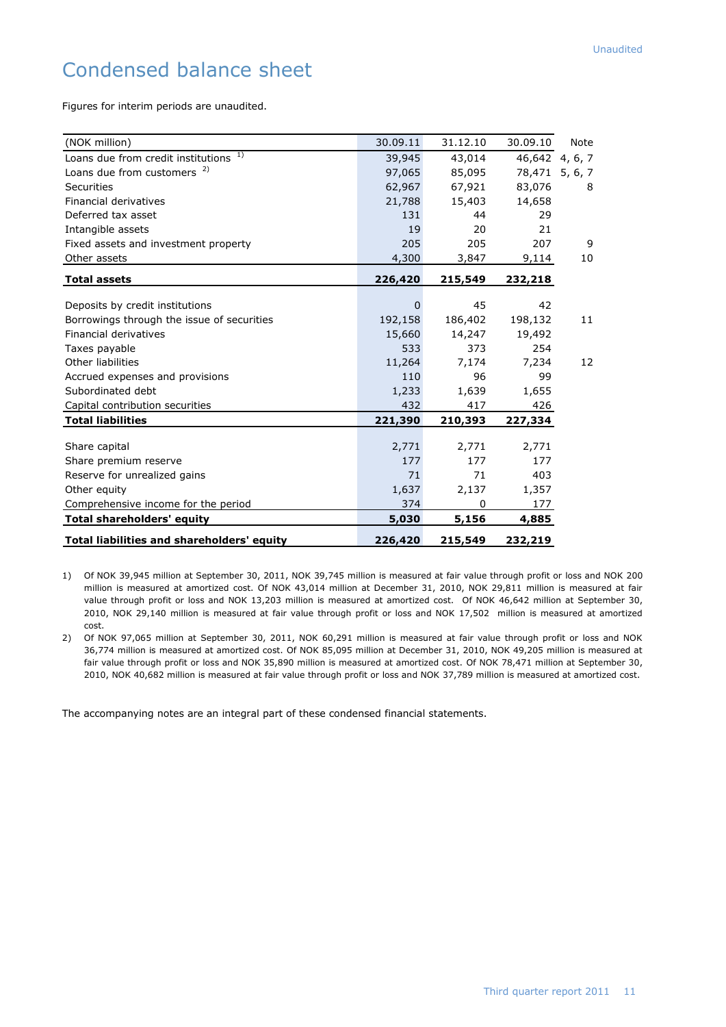# Condensed balance sheet

Figures for interim periods are unaudited.

| (NOK million) | 30.09.11 | 31.12.10 | 30.09.10 | Note |
|---|---|---|---|---|
| Loans due from credit institutions [1)] | 39,945 | 43,014 | 46,642 | 4, 6, 7 |
| Loans due from customers [2)] | 97,065 | 85,095 | 78,471 | 5, 6, 7 |
| Securities | 62,967 | 67,921 | 83,076 | 8 |
| Financial derivatives | 21,788 | 15,403 | 14,658 | |
| Deferred tax asset | 131 | 44 | 29 | |
| Intangible assets | 19 | 20 | 21 | |
| Fixed assets and investment property | 205 | 205 | 207 | 9 |
| Other assets | 4,300 | 3,847 | 9,114 | 10 |
| **Total assets** | **226,420** | **215,549** | **232,218** | |
| | | | | |
| Deposits by credit institutions | 0 | 45 | 42 | |
| Borrowings through the issue of securities | 192,158 | 186,402 | 198,132 | 11 |
| Financial derivatives | 15,660 | 14,247 | 19,492 | |
| Taxes payable | 533 | 373 | 254 | |
| Other liabilities | 11,264 | 7,174 | 7,234 | 12 |
| Accrued expenses and provisions | 110 | 96 | 99 | |
| Subordinated debt | 1,233 | 1,639 | 1,655 | |
| Capital contribution securities | 432 | 417 | 426 | |
| **Total liabilities** | **221,390** | **210,393** | **227,334** | |
| | | | | |
| Share capital | 2,771 | 2,771 | 2,771 | |
| Share premium reserve | 177 | 177 | 177 | |
| Reserve for unrealized gains | 71 | 71 | 403 | |
| Other equity | 1,637 | 2,137 | 1,357 | |
| Comprehensive income for the period | 374 | 0 | 177 | |
| **Total shareholders' equity** | **5,030** | **5,156** | **4,885** | |
| **Total liabilities and shareholders' equity** | **226,420** | **215,549** | **232,219** | |

1) Of NOK 39,945 million at September 30, 2011, NOK 39,745 million is measured at fair value through profit or loss and NOK 200 million is measured at amortized cost. Of NOK 43,014 million at December 31, 2010, NOK 29,811 million is measured at fair value through profit or loss and NOK 13,203 million is measured at amortized cost. Of NOK 46,642 million at September 30, 2010, NOK 29,140 million is measured at fair value through profit or loss and NOK 17,502 million is measured at amortized cost.

2) Of NOK 97,065 million at September 30, 2011, NOK 60,291 million is measured at fair value through profit or loss and NOK 36,774 million is measured at amortized cost. Of NOK 85,095 million at December 31, 2010, NOK 49,205 million is measured at fair value through profit or loss and NOK 35,890 million is measured at amortized cost. Of NOK 78,471 million at September 30, 2010, NOK 40,682 million is measured at fair value through profit or loss and NOK 37,789 million is measured at amortized cost.

The accompanying notes are an integral part of these condensed financial statements.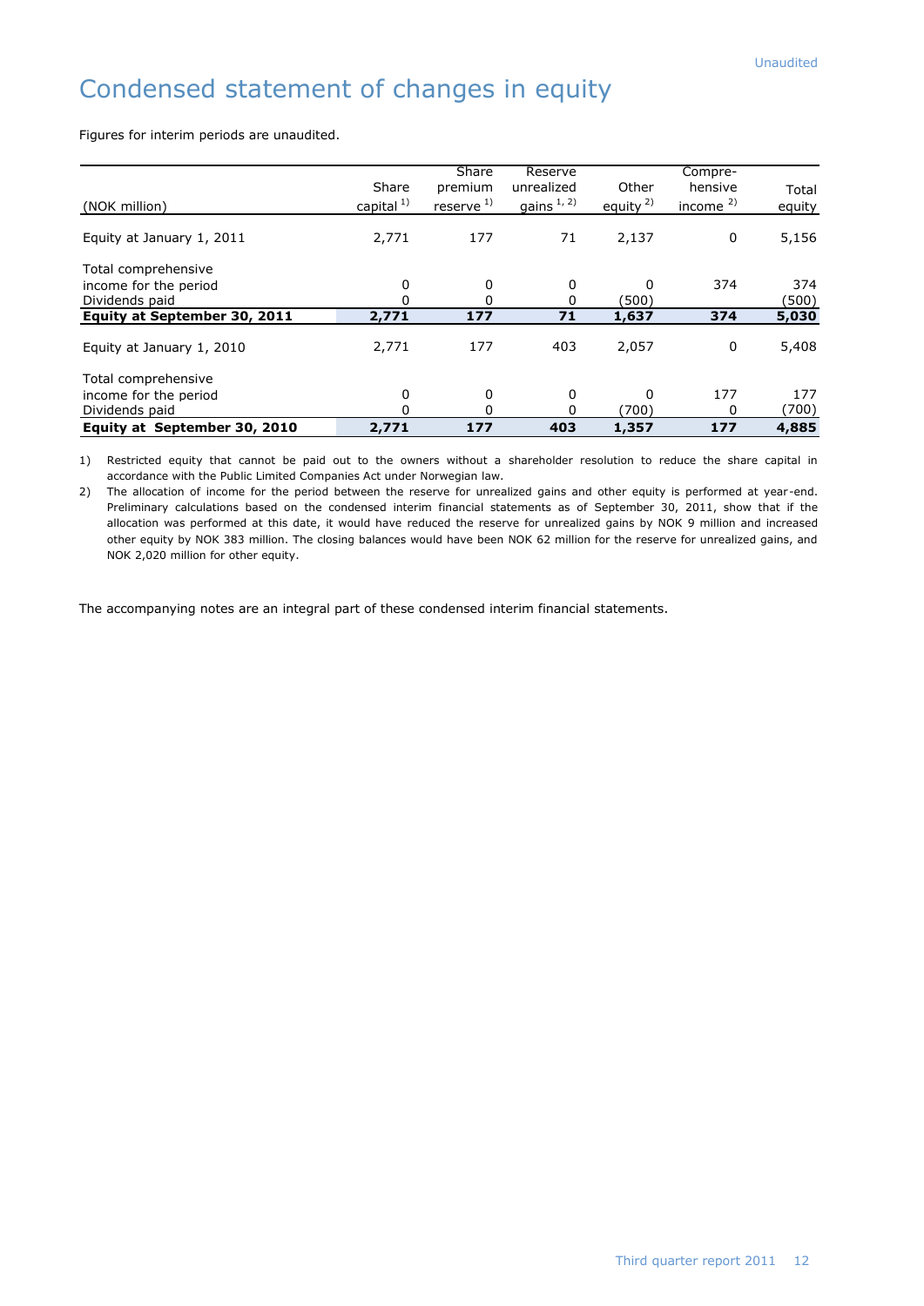Unaudited

# Condensed statement of changes in equity

Figures for interim periods are unaudited.

| (NOK million) | Share capital [1)] | Share premium reserve [1)] | Reserve unrealized gains [1, 2)] | Other equity [2)] | Compre-hensive income [2)] | Total equity |
|---|---|---|---|---|---|---|
| Equity at January 1, 2011 | 2,771 | 177 | 71 | 2,137 | 0 | 5,156 |
| Total comprehensive income for the period | 0 | 0 | 0 | 0 | 374 | 374 |
| Dividends paid | 0 | 0 | 0 | (500) | | (500) |
| **Equity at September 30, 2011** | **2,771** | **177** | **71** | **1,637** | **374** | **5,030** |
| Equity at January 1, 2010 | 2,771 | 177 | 403 | 2,057 | 0 | 5,408 |
| Total comprehensive income for the period | 0 | 0 | 0 | 0 | 177 | 177 |
| Dividends paid | 0 | 0 | 0 | (700) | 0 | (700) |
| **Equity at September 30, 2010** | **2,771** | **177** | **403** | **1,357** | **177** | **4,885** |

1) Restricted equity that cannot be paid out to the owners without a shareholder resolution to reduce the share capital in accordance with the Public Limited Companies Act under Norwegian law.

2) The allocation of income for the period between the reserve for unrealized gains and other equity is performed at year-end. Preliminary calculations based on the condensed interim financial statements as of September 30, 2011, show that if the allocation was performed at this date, it would have reduced the reserve for unrealized gains by NOK 9 million and increased other equity by NOK 383 million. The closing balances would have been NOK 62 million for the reserve for unrealized gains, and NOK 2,020 million for other equity.

The accompanying notes are an integral part of these condensed interim financial statements.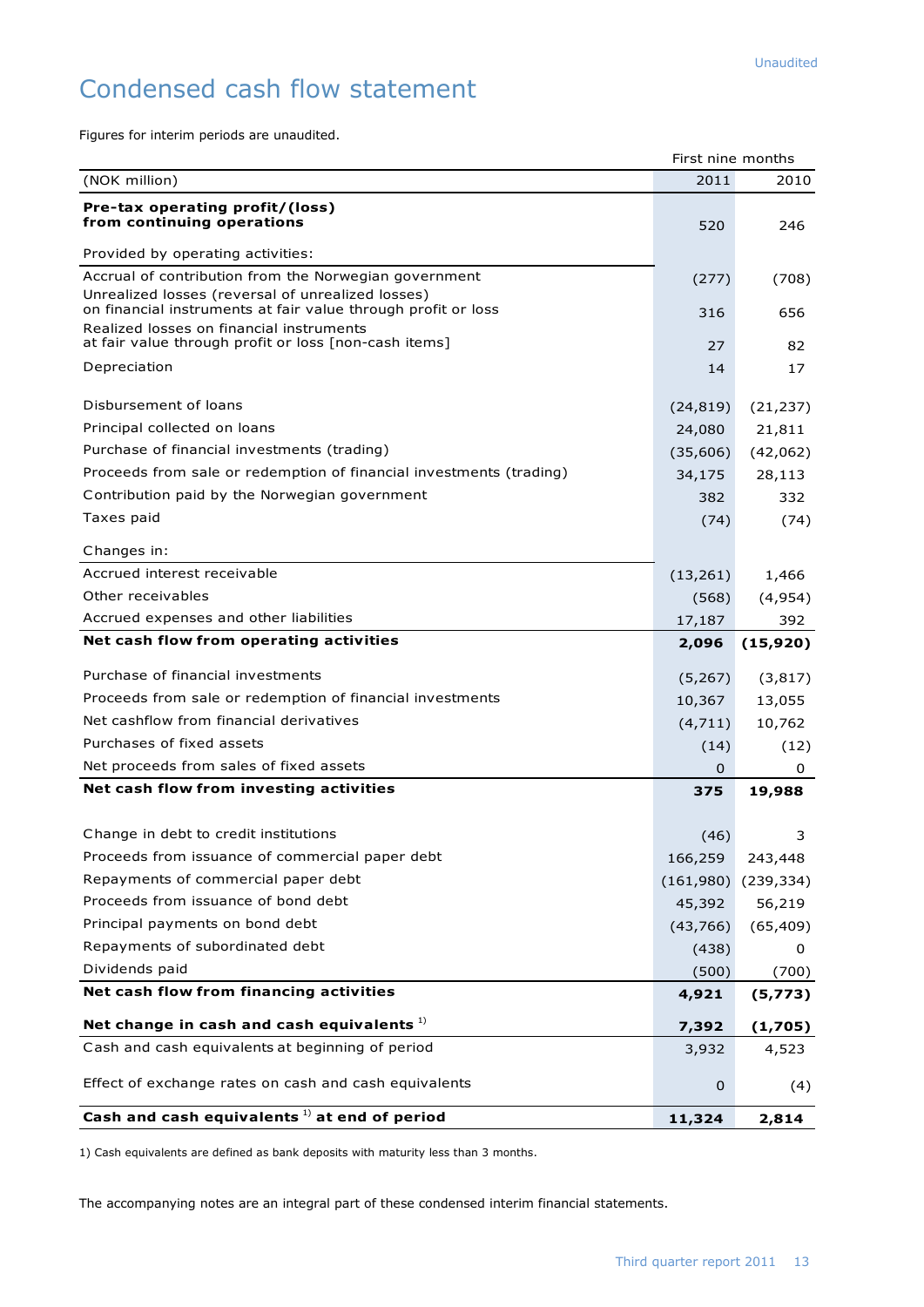Unaudited

# Condensed cash flow statement

Figures for interim periods are unaudited.

| | First nine months | |
|---|---|---|
| (NOK million) | 2011 | 2010 |
| **Pre-tax operating profit/(loss) from continuing operations** | 520 | 246 |
| Provided by operating activities: | | |
| Accrual of contribution from the Norwegian government | (277) | (708) |
| Unrealized losses (reversal of unrealized losses) on financial instruments at fair value through profit or loss | 316 | 656 |
| Realized losses on financial instruments at fair value through profit or loss [non-cash items] | 27 | 82 |
| Depreciation | 14 | 17 |
| Disbursement of loans | (24,819) | (21,237) |
| Principal collected on loans | 24,080 | 21,811 |
| Purchase of financial investments (trading) | (35,606) | (42,062) |
| Proceeds from sale or redemption of financial investments (trading) | 34,175 | 28,113 |
| Contribution paid by the Norwegian government | 382 | 332 |
| Taxes paid | (74) | (74) |
| Changes in: | | |
| Accrued interest receivable | (13,261) | 1,466 |
| Other receivables | (568) | (4,954) |
| Accrued expenses and other liabilities | 17,187 | 392 |
| **Net cash flow from operating activities** | **2,096** | **(15,920)** |
| Purchase of financial investments | (5,267) | (3,817) |
| Proceeds from sale or redemption of financial investments | 10,367 | 13,055 |
| Net cashflow from financial derivatives | (4,711) | 10,762 |
| Purchases of fixed assets | (14) | (12) |
| Net proceeds from sales of fixed assets | 0 | 0 |
| **Net cash flow from investing activities** | **375** | **19,988** |
| Change in debt to credit institutions | (46) | 3 |
| Proceeds from issuance of commercial paper debt | 166,259 | 243,448 |
| Repayments of commercial paper debt | (161,980) | (239,334) |
| Proceeds from issuance of bond debt | 45,392 | 56,219 |
| Principal payments on bond debt | (43,766) | (65,409) |
| Repayments of subordinated debt | (438) | 0 |
| Dividends paid | (500) | (700) |
| **Net cash flow from financing activities** | **4,921** | **(5,773)** |
| **Net change in cash and cash equivalents [1]** | **7,392** | **(1,705)** |
| Cash and cash equivalents at beginning of period | 3,932 | 4,523 |
| Effect of exchange rates on cash and cash equivalents | 0 | (4) |
| **Cash and cash equivalents [1] at end of period** | **11,324** | **2,814** |

1) Cash equivalents are defined as bank deposits with maturity less than 3 months.

The accompanying notes are an integral part of these condensed interim financial statements.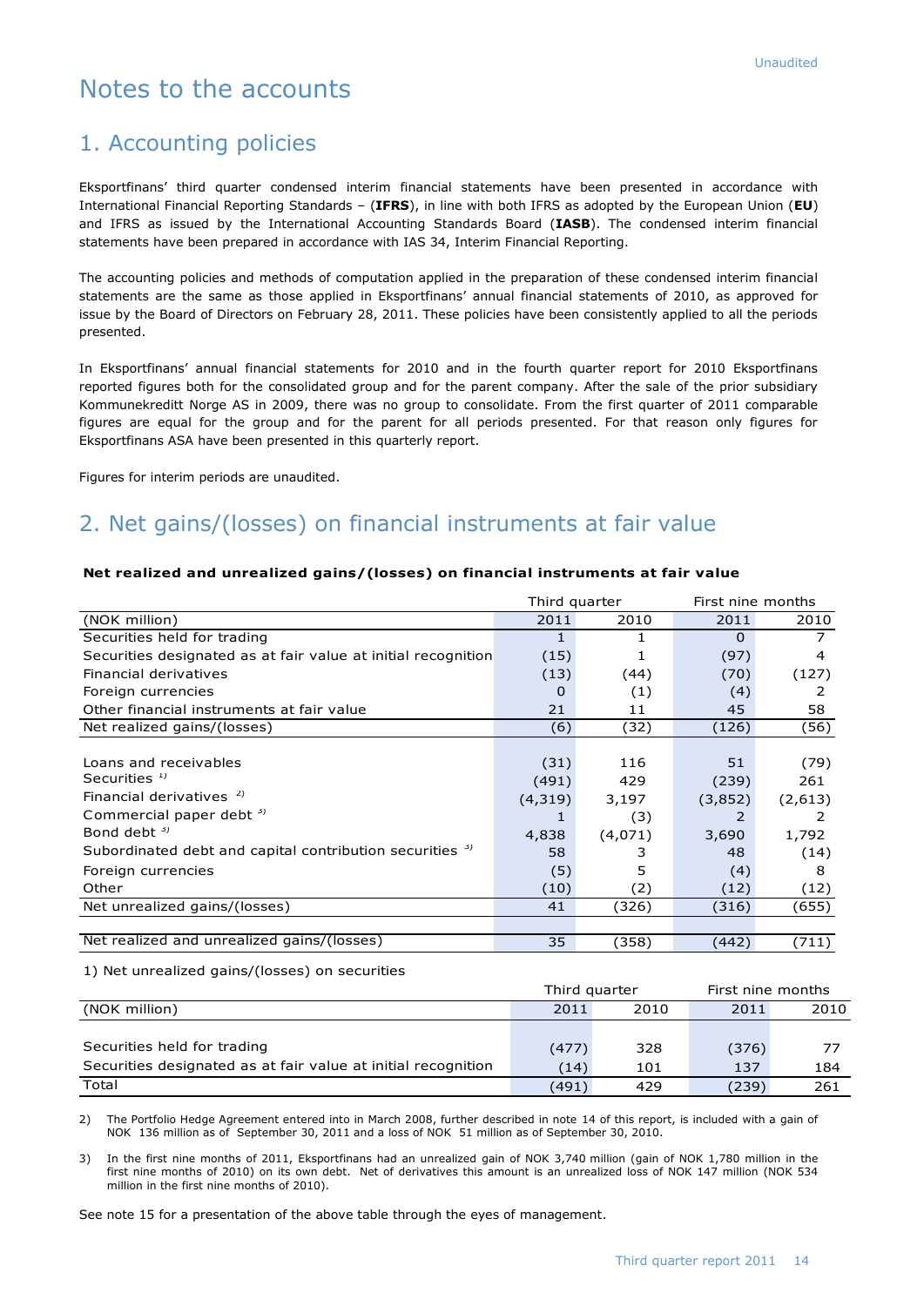Unaudited

# Notes to the accounts

## 1. Accounting policies

Eksportfinans' third quarter condensed interim financial statements have been presented in accordance with International Financial Reporting Standards – (**IFRS**), in line with both IFRS as adopted by the European Union (**EU**) and IFRS as issued by the International Accounting Standards Board (**IASB**). The condensed interim financial statements have been prepared in accordance with IAS 34, Interim Financial Reporting.

The accounting policies and methods of computation applied in the preparation of these condensed interim financial statements are the same as those applied in Eksportfinans' annual financial statements of 2010, as approved for issue by the Board of Directors on February 28, 2011. These policies have been consistently applied to all the periods presented.

In Eksportfinans' annual financial statements for 2010 and in the fourth quarter report for 2010 Eksportfinans reported figures both for the consolidated group and for the parent company. After the sale of the prior subsidiary Kommunekreditt Norge AS in 2009, there was no group to consolidate. From the first quarter of 2011 comparable figures are equal for the group and for the parent for all periods presented. For that reason only figures for Eksportfinans ASA have been presented in this quarterly report.

Figures for interim periods are unaudited.

## 2. Net gains/(losses) on financial instruments at fair value

**Net realized and unrealized gains/(losses) on financial instruments at fair value**

| | Third quarter | | First nine months | |
|---|---|---|---|---|
| (NOK million) | 2011 | 2010 | 2011 | 2010 |
| Securities held for trading | 1 | 1 | 0 | 7 |
| Securities designated as at fair value at initial recognition | (15) | 1 | (97) | 4 |
| Financial derivatives | (13) | (44) | (70) | (127) |
| Foreign currencies | 0 | (1) | (4) | 2 |
| Other financial instruments at fair value | 21 | 11 | 45 | 58 |
| Net realized gains/(losses) | (6) | (32) | (126) | (56) |
| | | | | |
| Loans and receivables | (31) | 116 | 51 | (79) |
| Securities [1] | (491) | 429 | (239) | 261 |
| Financial derivatives [2] | (4,319) | 3,197 | (3,852) | (2,613) |
| Commercial paper debt [3] | 1 | (3) | 2 | 2 |
| Bond debt [3] | 4,838 | (4,071) | 3,690 | 1,792 |
| Subordinated debt and capital contribution securities [3] | 58 | 3 | 48 | (14) |
| Foreign currencies | (5) | 5 | (4) | 8 |
| Other | (10) | (2) | (12) | (12) |
| Net unrealized gains/(losses) | 41 | (326) | (316) | (655) |
| | | | | |
| Net realized and unrealized gains/(losses) | 35 | (358) | (442) | (711) |

1) Net unrealized gains/(losses) on securities

| | Third quarter | | First nine months | |
|---|---|---|---|---|
| (NOK million) | 2011 | 2010 | 2011 | 2010 |
| Securities held for trading | (477) | 328 | (376) | 77 |
| Securities designated as at fair value at initial recognition | (14) | 101 | 137 | 184 |
| Total | (491) | 429 | (239) | 261 |

2) The Portfolio Hedge Agreement entered into in March 2008, further described in note 14 of this report, is included with a gain of NOK 136 million as of September 30, 2011 and a loss of NOK 51 million as of September 30, 2010.

3) In the first nine months of 2011, Eksportfinans had an unrealized gain of NOK 3,740 million (gain of NOK 1,780 million in the first nine months of 2010) on its own debt. Net of derivatives this amount is an unrealized loss of NOK 147 million (NOK 534 million in the first nine months of 2010).

See note 15 for a presentation of the above table through the eyes of management.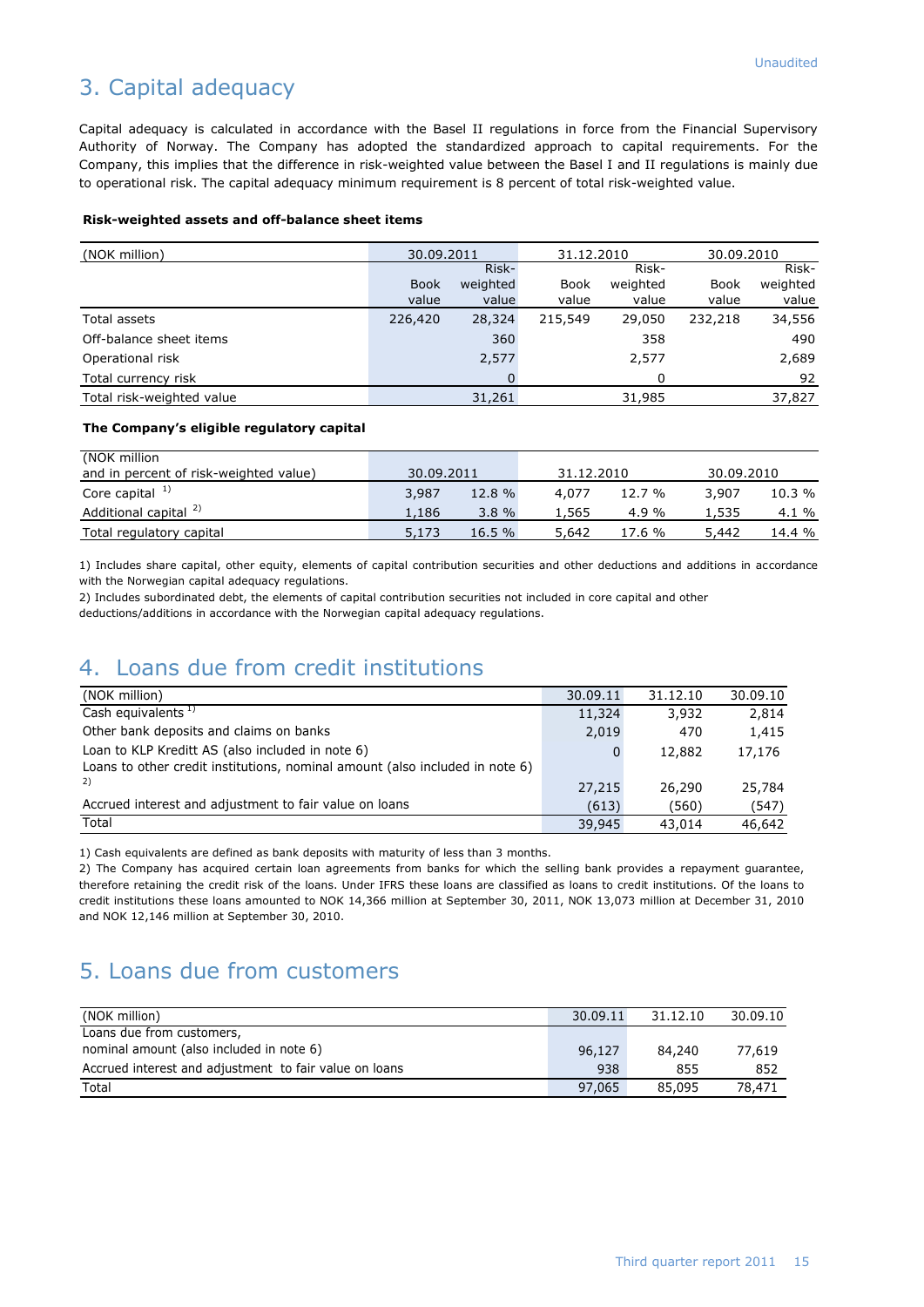Unaudited

# 3. Capital adequacy

Capital adequacy is calculated in accordance with the Basel II regulations in force from the Financial Supervisory Authority of Norway. The Company has adopted the standardized approach to capital requirements. For the Company, this implies that the difference in risk-weighted value between the Basel I and II regulations is mainly due to operational risk. The capital adequacy minimum requirement is 8 percent of total risk-weighted value.

**Risk-weighted assets and off-balance sheet items**

| (NOK million) | 30.09.2011 | | 31.12.2010 | | 30.09.2010 | |
|---|---|---|---|---|---|---|
| | Book value | Risk-weighted value | Book value | Risk-weighted value | Book value | Risk-weighted value |
| Total assets | 226,420 | 28,324 | 215,549 | 29,050 | 232,218 | 34,556 |
| Off-balance sheet items | | 360 | | 358 | | 490 |
| Operational risk | | 2,577 | | 2,577 | | 2,689 |
| Total currency risk | | 0 | | 0 | | 92 |
| Total risk-weighted value | | 31,261 | | 31,985 | | 37,827 |

**The Company's eligible regulatory capital**

| (NOK million and in percent of risk-weighted value) | 30.09.2011 | | 31.12.2010 | | 30.09.2010 | |
|---|---|---|---|---|---|---|
| Core capital [1] | 3,987 | 12.8 % | 4,077 | 12.7 % | 3,907 | 10.3 % |
| Additional capital [2] | 1,186 | 3.8 % | 1,565 | 4.9 % | 1,535 | 4.1 % |
| Total regulatory capital | 5,173 | 16.5 % | 5,642 | 17.6 % | 5,442 | 14.4 % |

1) Includes share capital, other equity, elements of capital contribution securities and other deductions and additions in accordance with the Norwegian capital adequacy regulations.

2) Includes subordinated debt, the elements of capital contribution securities not included in core capital and other deductions/additions in accordance with the Norwegian capital adequacy regulations.

# 4. Loans due from credit institutions

| (NOK million) | 30.09.11 | 31.12.10 | 30.09.10 |
|---|---|---|---|
| Cash equivalents [1] | 11,324 | 3,932 | 2,814 |
| Other bank deposits and claims on banks | 2,019 | 470 | 1,415 |
| Loan to KLP Kreditt AS (also included in note 6) | 0 | 12,882 | 17,176 |
| Loans to other credit institutions, nominal amount (also included in note 6) [2] | 27,215 | 26,290 | 25,784 |
| Accrued interest and adjustment to fair value on loans | (613) | (560) | (547) |
| Total | 39,945 | 43,014 | 46,642 |

1) Cash equivalents are defined as bank deposits with maturity of less than 3 months.

2) The Company has acquired certain loan agreements from banks for which the selling bank provides a repayment guarantee, therefore retaining the credit risk of the loans. Under IFRS these loans are classified as loans to credit institutions. Of the loans to credit institutions these loans amounted to NOK 14,366 million at September 30, 2011, NOK 13,073 million at December 31, 2010 and NOK 12,146 million at September 30, 2010.

# 5. Loans due from customers

| (NOK million) | 30.09.11 | 31.12.10 | 30.09.10 |
|---|---|---|---|
| Loans due from customers, nominal amount (also included in note 6) | 96,127 | 84,240 | 77,619 |
| Accrued interest and adjustment to fair value on loans | 938 | 855 | 852 |
| Total | 97,065 | 85,095 | 78,471 |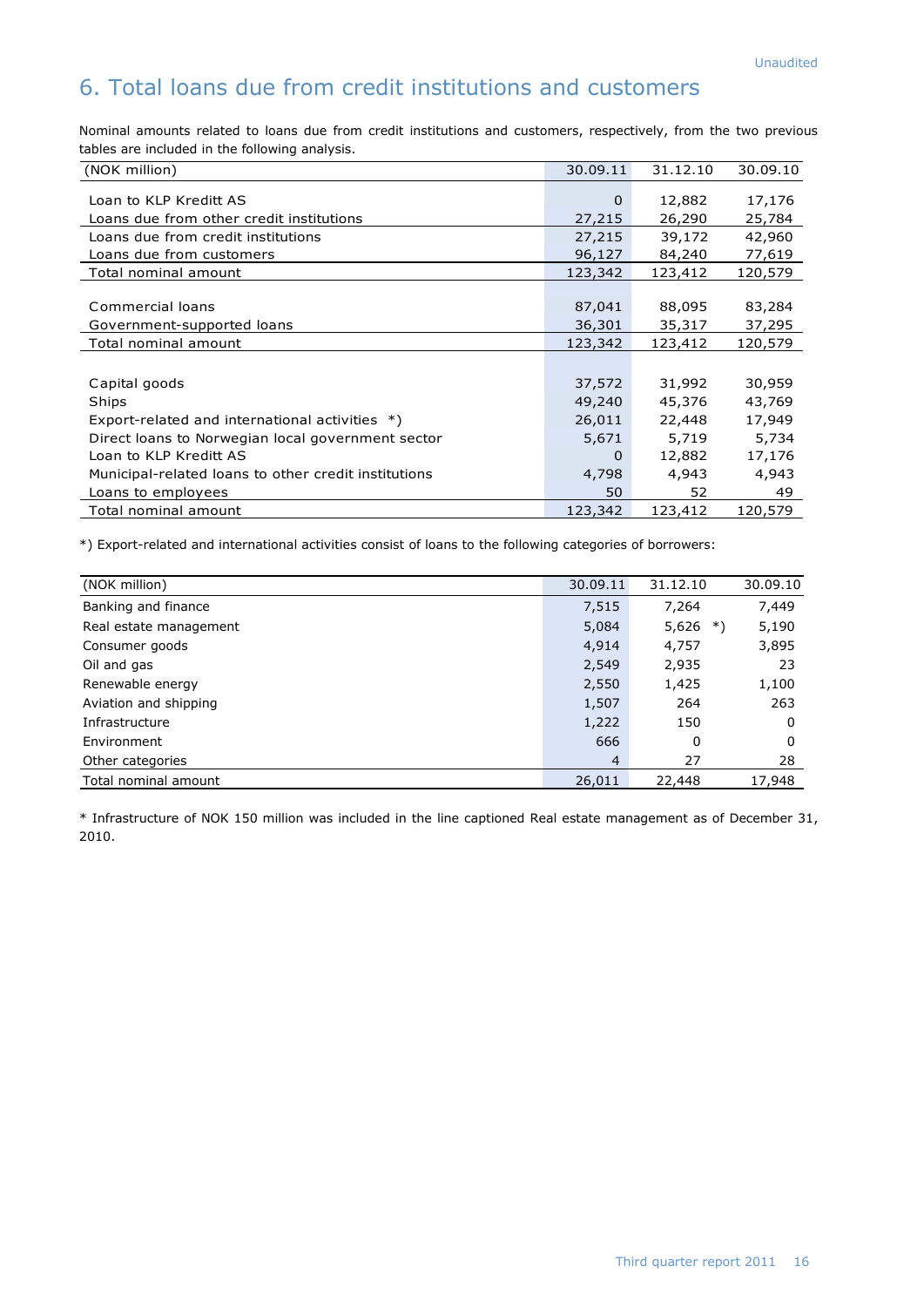Unaudited

# 6. Total loans due from credit institutions and customers

Nominal amounts related to loans due from credit institutions and customers, respectively, from the two previous tables are included in the following analysis.

| (NOK million) | 30.09.11 | 31.12.10 | 30.09.10 |
|---|---|---|---|
| Loan to KLP Kreditt AS | 0 | 12,882 | 17,176 |
| Loans due from other credit institutions | 27,215 | 26,290 | 25,784 |
| Loans due from credit institutions | 27,215 | 39,172 | 42,960 |
| Loans due from customers | 96,127 | 84,240 | 77,619 |
| Total nominal amount | 123,342 | 123,412 | 120,579 |
| | | | |
| Commercial loans | 87,041 | 88,095 | 83,284 |
| Government-supported loans | 36,301 | 35,317 | 37,295 |
| Total nominal amount | 123,342 | 123,412 | 120,579 |
| | | | |
| Capital goods | 37,572 | 31,992 | 30,959 |
| Ships | 49,240 | 45,376 | 43,769 |
| Export-related and international activities *) | 26,011 | 22,448 | 17,949 |
| Direct loans to Norwegian local government sector | 5,671 | 5,719 | 5,734 |
| Loan to KLP Kreditt AS | 0 | 12,882 | 17,176 |
| Municipal-related loans to other credit institutions | 4,798 | 4,943 | 4,943 |
| Loans to employees | 50 | 52 | 49 |
| Total nominal amount | 123,342 | 123,412 | 120,579 |

*) Export-related and international activities consist of loans to the following categories of borrowers:

| (NOK million) | 30.09.11 | 31.12.10 | 30.09.10 |
|---|---|---|---|
| Banking and finance | 7,515 | 7,264 | 7,449 |
| Real estate management | 5,084 | 5,626 *) | 5,190 |
| Consumer goods | 4,914 | 4,757 | 3,895 |
| Oil and gas | 2,549 | 2,935 | 23 |
| Renewable energy | 2,550 | 1,425 | 1,100 |
| Aviation and shipping | 1,507 | 264 | 263 |
| Infrastructure | 1,222 | 150 | 0 |
| Environment | 666 | 0 | 0 |
| Other categories | 4 | 27 | 28 |
| Total nominal amount | 26,011 | 22,448 | 17,948 |

* Infrastructure of NOK 150 million was included in the line captioned Real estate management as of December 31, 2010.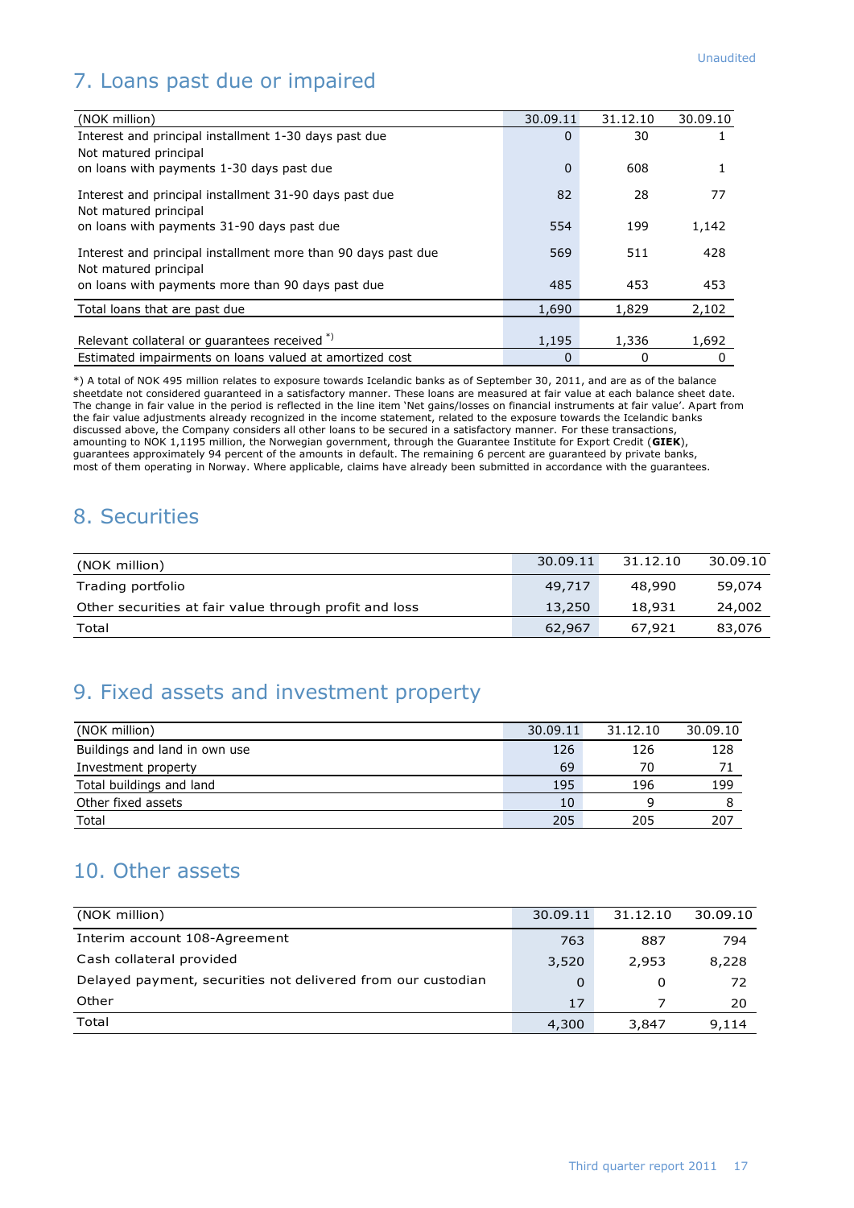Unaudited

## 7. Loans past due or impaired

| (NOK million) | 30.09.11 | 31.12.10 | 30.09.10 |
|---|---|---|---|
| Interest and principal installment 1-30 days past due | 0 | 30 | 1 |
| Not matured principal on loans with payments 1-30 days past due | 0 | 608 | 1 |
| Interest and principal installment 31-90 days past due | 82 | 28 | 77 |
| Not matured principal on loans with payments 31-90 days past due | 554 | 199 | 1,142 |
| Interest and principal installment more than 90 days past due | 569 | 511 | 428 |
| Not matured principal on loans with payments more than 90 days past due | 485 | 453 | 453 |
| Total loans that are past due | 1,690 | 1,829 | 2,102 |
| Relevant collateral or guarantees received *) | 1,195 | 1,336 | 1,692 |
| Estimated impairments on loans valued at amortized cost | 0 | 0 | 0 |

*) A total of NOK 495 million relates to exposure towards Icelandic banks as of September 30, 2011, and are as of the balance sheetdate not considered guaranteed in a satisfactory manner. These loans are measured at fair value at each balance sheet date. The change in fair value in the period is reflected in the line item 'Net gains/losses on financial instruments at fair value'. Apart from the fair value adjustments already recognized in the income statement, related to the exposure towards the Icelandic banks discussed above, the Company considers all other loans to be secured in a satisfactory manner. For these transactions, amounting to NOK 1,1195 million, the Norwegian government, through the Guarantee Institute for Export Credit (**GIEK**), guarantees approximately 94 percent of the amounts in default. The remaining 6 percent are guaranteed by private banks, most of them operating in Norway. Where applicable, claims have already been submitted in accordance with the guarantees.

## 8. Securities

| (NOK million) | 30.09.11 | 31.12.10 | 30.09.10 |
|---|---|---|---|
| Trading portfolio | 49,717 | 48,990 | 59,074 |
| Other securities at fair value through profit and loss | 13,250 | 18,931 | 24,002 |
| Total | 62,967 | 67,921 | 83,076 |

## 9. Fixed assets and investment property

| (NOK million) | 30.09.11 | 31.12.10 | 30.09.10 |
|---|---|---|---|
| Buildings and land in own use | 126 | 126 | 128 |
| Investment property | 69 | 70 | 71 |
| Total buildings and land | 195 | 196 | 199 |
| Other fixed assets | 10 | 9 | 8 |
| Total | 205 | 205 | 207 |

## 10. Other assets

| (NOK million) | 30.09.11 | 31.12.10 | 30.09.10 |
|---|---|---|---|
| Interim account 108-Agreement | 763 | 887 | 794 |
| Cash collateral provided | 3,520 | 2,953 | 8,228 |
| Delayed payment, securities not delivered from our custodian | 0 | 0 | 72 |
| Other | 17 | 7 | 20 |
| Total | 4,300 | 3,847 | 9,114 |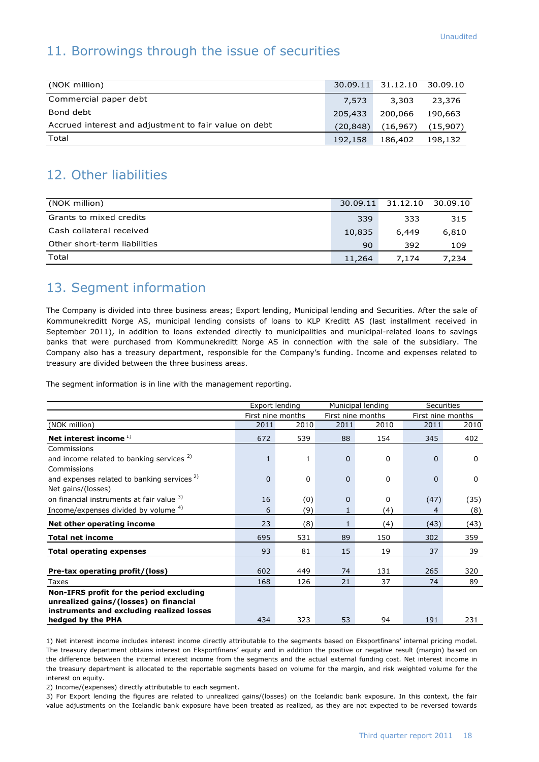Unaudited

## 11. Borrowings through the issue of securities

| (NOK million) | 30.09.11 | 31.12.10 | 30.09.10 |
|---|---|---|---|
| Commercial paper debt | 7,573 | 3,303 | 23,376 |
| Bond debt | 205,433 | 200,066 | 190,663 |
| Accrued interest and adjustment to fair value on debt | (20,848) | (16,967) | (15,907) |
| Total | 192,158 | 186,402 | 198,132 |

## 12. Other liabilities

| (NOK million) | 30.09.11 | 31.12.10 | 30.09.10 |
|---|---|---|---|
| Grants to mixed credits | 339 | 333 | 315 |
| Cash collateral received | 10,835 | 6,449 | 6,810 |
| Other short-term liabilities | 90 | 392 | 109 |
| Total | 11,264 | 7,174 | 7,234 |

## 13. Segment information

The Company is divided into three business areas; Export lending, Municipal lending and Securities. After the sale of Kommunekreditt Norge AS, municipal lending consists of loans to KLP Kreditt AS (last installment received in September 2011), in addition to loans extended directly to municipalities and municipal-related loans to savings banks that were purchased from Kommunekreditt Norge AS in connection with the sale of the subsidiary. The Company also has a treasury department, responsible for the Company's funding. Income and expenses related to treasury are divided between the three business areas.

The segment information is in line with the management reporting.

| | Export lending | | Municipal lending | | Securities | |
|---|---|---|---|---|---|---|
| | First nine months | | First nine months | | First nine months | |
| (NOK million) | 2011 | 2010 | 2011 | 2010 | 2011 | 2010 |
| **Net interest income** [1] | 672 | 539 | 88 | 154 | 345 | 402 |
| Commissions and income related to banking services [2] | 1 | 1 | 0 | 0 | 0 | 0 |
| Commissions and expenses related to banking services [2] | 0 | 0 | 0 | 0 | 0 | 0 |
| Net gains/(losses) on financial instruments at fair value [3] | 16 | (0) | 0 | 0 | (47) | (35) |
| Income/expenses divided by volume [4] | 6 | (9) | 1 | (4) | 4 | (8) |
| **Net other operating income** | 23 | (8) | 1 | (4) | (43) | (43) |
| **Total net income** | 695 | 531 | 89 | 150 | 302 | 359 |
| **Total operating expenses** | 93 | 81 | 15 | 19 | 37 | 39 |
| **Pre-tax operating profit/(loss)** | 602 | 449 | 74 | 131 | 265 | 320 |
| Taxes | 168 | 126 | 21 | 37 | 74 | 89 |
| **Non-IFRS profit for the period excluding unrealized gains/(losses) on financial instruments and excluding realized losses hedged by the PHA** | 434 | 323 | 53 | 94 | 191 | 231 |

1) Net interest income includes interest income directly attributable to the segments based on Eksportfinans' internal pricing model. The treasury department obtains interest on Eksportfinans' equity and in addition the positive or negative result (margin) based on the difference between the internal interest income from the segments and the actual external funding cost. Net interest income in the treasury department is allocated to the reportable segments based on volume for the margin, and risk weighted volume for the interest on equity.

2) Income/(expenses) directly attributable to each segment.

3) For Export lending the figures are related to unrealized gains/(losses) on the Icelandic bank exposure. In this context, the fair value adjustments on the Icelandic bank exposure have been treated as realized, as they are not expected to be reversed towards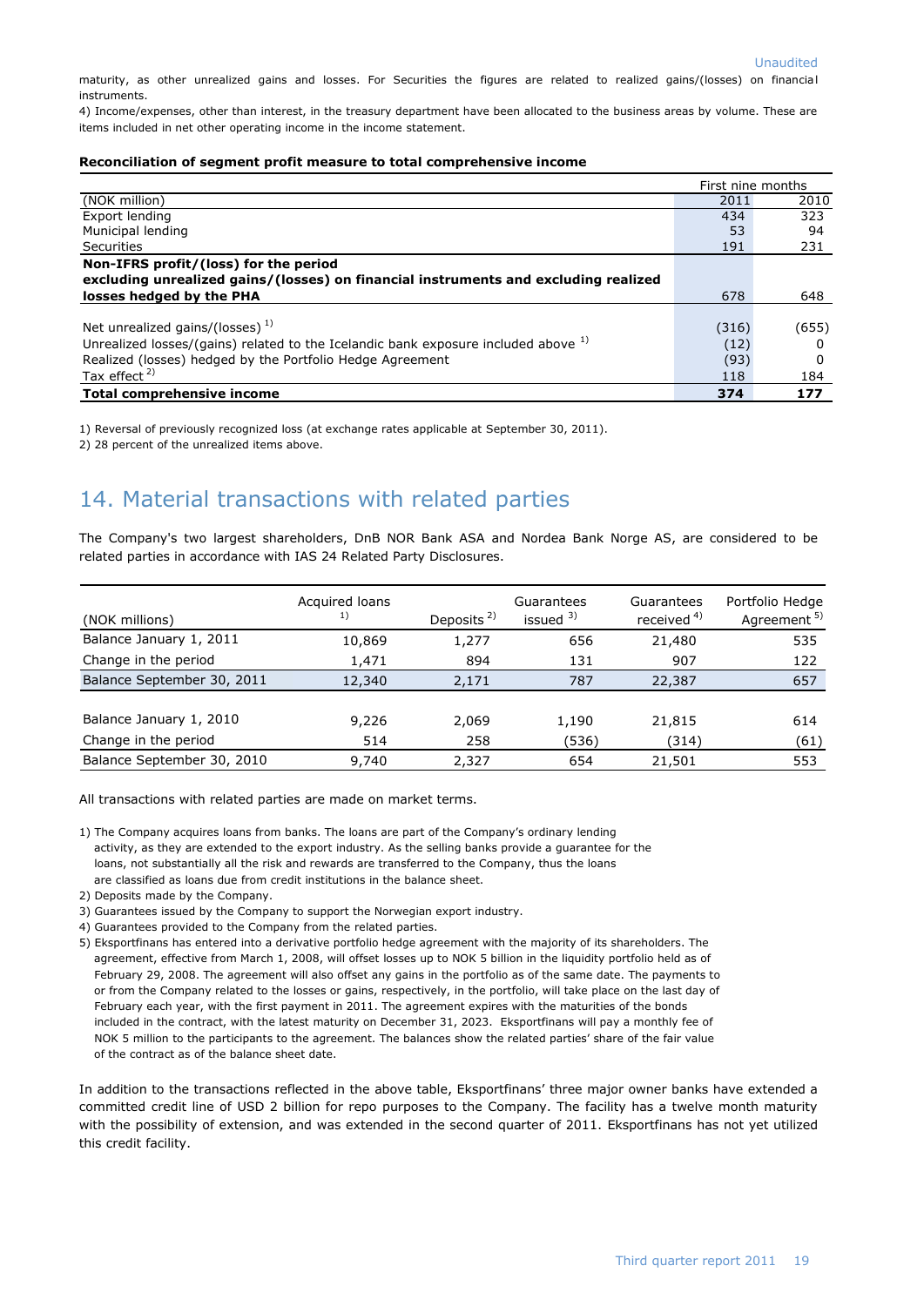maturity, as other unrealized gains and losses. For Securities the figures are related to realized gains/(losses) on financial instruments.

4) Income/expenses, other than interest, in the treasury department have been allocated to the business areas by volume. These are items included in net other operating income in the income statement.

**Reconciliation of segment profit measure to total comprehensive income**

| | First nine months | |
|---|---|---|
| (NOK million) | 2011 | 2010 |
| Export lending | 434 | 323 |
| Municipal lending | 53 | 94 |
| Securities | 191 | 231 |
| **Non-IFRS profit/(loss) for the period excluding unrealized gains/(losses) on financial instruments and excluding realized losses hedged by the PHA** | 678 | 648 |
| Net unrealized gains/(losses) [1] | (316) | (655) |
| Unrealized losses/(gains) related to the Icelandic bank exposure included above [1] | (12) | 0 |
| Realized (losses) hedged by the Portfolio Hedge Agreement | (93) | 0 |
| Tax effect [2] | 118 | 184 |
| **Total comprehensive income** | **374** | **177** |

1) Reversal of previously recognized loss (at exchange rates applicable at September 30, 2011).

2) 28 percent of the unrealized items above.

# 14. Material transactions with related parties

The Company's two largest shareholders, DnB NOR Bank ASA and Nordea Bank Norge AS, are considered to be related parties in accordance with IAS 24 Related Party Disclosures.

| (NOK millions) | Acquired loans [1] | Deposits [2] | Guarantees issued [3] | Guarantees received [4] | Portfolio Hedge Agreement [5] |
|---|---|---|---|---|---|
| Balance January 1, 2011 | 10,869 | 1,277 | 656 | 21,480 | 535 |
| Change in the period | 1,471 | 894 | 131 | 907 | 122 |
| Balance September 30, 2011 | 12,340 | 2,171 | 787 | 22,387 | 657 |
| | | | | | |
| Balance January 1, 2010 | 9,226 | 2,069 | 1,190 | 21,815 | 614 |
| Change in the period | 514 | 258 | (536) | (314) | (61) |
| Balance September 30, 2010 | 9,740 | 2,327 | 654 | 21,501 | 553 |

All transactions with related parties are made on market terms.

1) The Company acquires loans from banks. The loans are part of the Company's ordinary lending activity, as they are extended to the export industry. As the selling banks provide a guarantee for the loans, not substantially all the risk and rewards are transferred to the Company, thus the loans are classified as loans due from credit institutions in the balance sheet.

2) Deposits made by the Company.

3) Guarantees issued by the Company to support the Norwegian export industry.

4) Guarantees provided to the Company from the related parties.

5) Eksportfinans has entered into a derivative portfolio hedge agreement with the majority of its shareholders. The agreement, effective from March 1, 2008, will offset losses up to NOK 5 billion in the liquidity portfolio held as of February 29, 2008. The agreement will also offset any gains in the portfolio as of the same date. The payments to or from the Company related to the losses or gains, respectively, in the portfolio, will take place on the last day of February each year, with the first payment in 2011. The agreement expires with the maturities of the bonds included in the contract, with the latest maturity on December 31, 2023. Eksportfinans will pay a monthly fee of NOK 5 million to the participants to the agreement. The balances show the related parties' share of the fair value of the contract as of the balance sheet date.

In addition to the transactions reflected in the above table, Eksportfinans' three major owner banks have extended a committed credit line of USD 2 billion for repo purposes to the Company. The facility has a twelve month maturity with the possibility of extension, and was extended in the second quarter of 2011. Eksportfinans has not yet utilized this credit facility.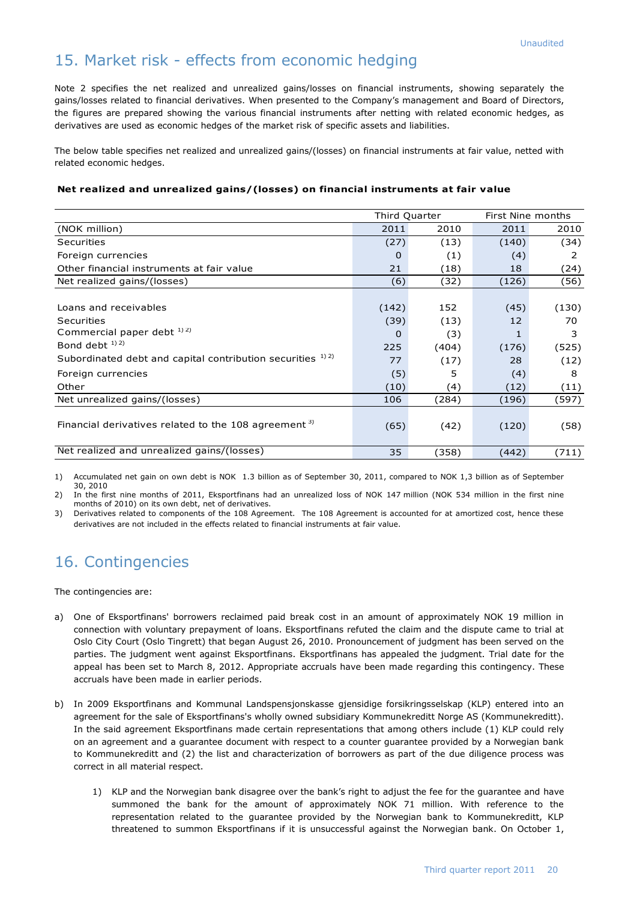Unaudited

# 15. Market risk - effects from economic hedging

Note 2 specifies the net realized and unrealized gains/losses on financial instruments, showing separately the gains/losses related to financial derivatives. When presented to the Company's management and Board of Directors, the figures are prepared showing the various financial instruments after netting with related economic hedges, as derivatives are used as economic hedges of the market risk of specific assets and liabilities.

The below table specifies net realized and unrealized gains/(losses) on financial instruments at fair value, netted with related economic hedges.

**Net realized and unrealized gains/(losses) on financial instruments at fair value**

| | Third Quarter | | First Nine months | |
|---|---|---|---|---|
| (NOK million) | 2011 | 2010 | 2011 | 2010 |
| Securities | (27) | (13) | (140) | (34) |
| Foreign currencies | 0 | (1) | (4) | 2 |
| Other financial instruments at fair value | 21 | (18) | 18 | (24) |
| Net realized gains/(losses) | (6) | (32) | (126) | (56) |
| | | | | |
| Loans and receivables | (142) | 152 | (45) | (130) |
| Securities | (39) | (13) | 12 | 70 |
| Commercial paper debt [1) 2)] | 0 | (3) | 1 | 3 |
| Bond debt [1) 2)] | 225 | (404) | (176) | (525) |
| Subordinated debt and capital contribution securities [1) 2)] | 77 | (17) | 28 | (12) |
| Foreign currencies | (5) | 5 | (4) | 8 |
| Other | (10) | (4) | (12) | (11) |
| Net unrealized gains/(losses) | 106 | (284) | (196) | (597) |
| | | | | |
| Financial derivatives related to the 108 agreement [3)] | (65) | (42) | (120) | (58) |
| | | | | |
| Net realized and unrealized gains/(losses) | 35 | (358) | (442) | (711) |

1) Accumulated net gain on own debt is NOK 1.3 billion as of September 30, 2011, compared to NOK 1,3 billion as of September 30, 2010

2) In the first nine months of 2011, Eksportfinans had an unrealized loss of NOK 147 million (NOK 534 million in the first nine months of 2010) on its own debt, net of derivatives.

3) Derivatives related to components of the 108 Agreement. The 108 Agreement is accounted for at amortized cost, hence these derivatives are not included in the effects related to financial instruments at fair value.

# 16. Contingencies

The contingencies are:

a) One of Eksportfinans' borrowers reclaimed paid break cost in an amount of approximately NOK 19 million in connection with voluntary prepayment of loans. Eksportfinans refuted the claim and the dispute came to trial at Oslo City Court (Oslo Tingrett) that began August 26, 2010. Pronouncement of judgment has been served on the parties. The judgment went against Eksportfinans. Eksportfinans has appealed the judgment. Trial date for the appeal has been set to March 8, 2012. Appropriate accruals have been made regarding this contingency. These accruals have been made in earlier periods.

b) In 2009 Eksportfinans and Kommunal Landspensjonskasse gjensidige forsikringsselskap (KLP) entered into an agreement for the sale of Eksportfinans's wholly owned subsidiary Kommunekreditt Norge AS (Kommunekreditt). In the said agreement Eksportfinans made certain representations that among others include (1) KLP could rely on an agreement and a guarantee document with respect to a counter guarantee provided by a Norwegian bank to Kommunekreditt and (2) the list and characterization of borrowers as part of the due diligence process was correct in all material respect.

   1) KLP and the Norwegian bank disagree over the bank's right to adjust the fee for the guarantee and have summoned the bank for the amount of approximately NOK 71 million. With reference to the representation related to the guarantee provided by the Norwegian bank to Kommunekreditt, KLP threatened to summon Eksportfinans if it is unsuccessful against the Norwegian bank. On October 1,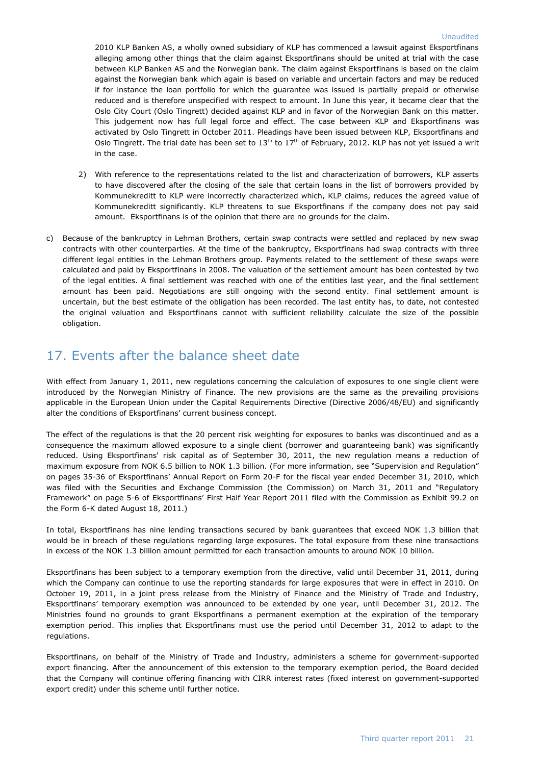2010 KLP Banken AS, a wholly owned subsidiary of KLP has commenced a lawsuit against Eksportfinans alleging among other things that the claim against Eksportfinans should be united at trial with the case between KLP Banken AS and the Norwegian bank. The claim against Eksportfinans is based on the claim against the Norwegian bank which again is based on variable and uncertain factors and may be reduced if for instance the loan portfolio for which the guarantee was issued is partially prepaid or otherwise reduced and is therefore unspecified with respect to amount. In June this year, it became clear that the Oslo City Court (Oslo Tingrett) decided against KLP and in favor of the Norwegian Bank on this matter. This judgement now has full legal force and effect. The case between KLP and Eksportfinans was activated by Oslo Tingrett in October 2011. Pleadings have been issued between KLP, Eksportfinans and Oslo Tingrett. The trial date has been set to 13th to 17th of February, 2012. KLP has not yet issued a writ in the case.

2) With reference to the representations related to the list and characterization of borrowers, KLP asserts to have discovered after the closing of the sale that certain loans in the list of borrowers provided by Kommunekreditt to KLP were incorrectly characterized which, KLP claims, reduces the agreed value of Kommunekreditt significantly. KLP threatens to sue Eksportfinans if the company does not pay said amount. Eksportfinans is of the opinion that there are no grounds for the claim.

c) Because of the bankruptcy in Lehman Brothers, certain swap contracts were settled and replaced by new swap contracts with other counterparties. At the time of the bankruptcy, Eksportfinans had swap contracts with three different legal entities in the Lehman Brothers group. Payments related to the settlement of these swaps were calculated and paid by Eksportfinans in 2008. The valuation of the settlement amount has been contested by two of the legal entities. A final settlement was reached with one of the entities last year, and the final settlement amount has been paid. Negotiations are still ongoing with the second entity. Final settlement amount is uncertain, but the best estimate of the obligation has been recorded. The last entity has, to date, not contested the original valuation and Eksportfinans cannot with sufficient reliability calculate the size of the possible obligation.

## 17. Events after the balance sheet date

With effect from January 1, 2011, new regulations concerning the calculation of exposures to one single client were introduced by the Norwegian Ministry of Finance. The new provisions are the same as the prevailing provisions applicable in the European Union under the Capital Requirements Directive (Directive 2006/48/EU) and significantly alter the conditions of Eksportfinans' current business concept.

The effect of the regulations is that the 20 percent risk weighting for exposures to banks was discontinued and as a consequence the maximum allowed exposure to a single client (borrower and guaranteeing bank) was significantly reduced. Using Eksportfinans' risk capital as of September 30, 2011, the new regulation means a reduction of maximum exposure from NOK 6.5 billion to NOK 1.3 billion. (For more information, see "Supervision and Regulation" on pages 35-36 of Eksportfinans' Annual Report on Form 20-F for the fiscal year ended December 31, 2010, which was filed with the Securities and Exchange Commission (the Commission) on March 31, 2011 and "Regulatory Framework" on page 5-6 of Eksportfinans' First Half Year Report 2011 filed with the Commission as Exhibit 99.2 on the Form 6-K dated August 18, 2011.)

In total, Eksportfinans has nine lending transactions secured by bank guarantees that exceed NOK 1.3 billion that would be in breach of these regulations regarding large exposures. The total exposure from these nine transactions in excess of the NOK 1.3 billion amount permitted for each transaction amounts to around NOK 10 billion.

Eksportfinans has been subject to a temporary exemption from the directive, valid until December 31, 2011, during which the Company can continue to use the reporting standards for large exposures that were in effect in 2010. On October 19, 2011, in a joint press release from the Ministry of Finance and the Ministry of Trade and Industry, Eksportfinans' temporary exemption was announced to be extended by one year, until December 31, 2012. The Ministries found no grounds to grant Eksportfinans a permanent exemption at the expiration of the temporary exemption period. This implies that Eksportfinans must use the period until December 31, 2012 to adapt to the regulations.

Eksportfinans, on behalf of the Ministry of Trade and Industry, administers a scheme for government-supported export financing. After the announcement of this extension to the temporary exemption period, the Board decided that the Company will continue offering financing with CIRR interest rates (fixed interest on government-supported export credit) under this scheme until further notice.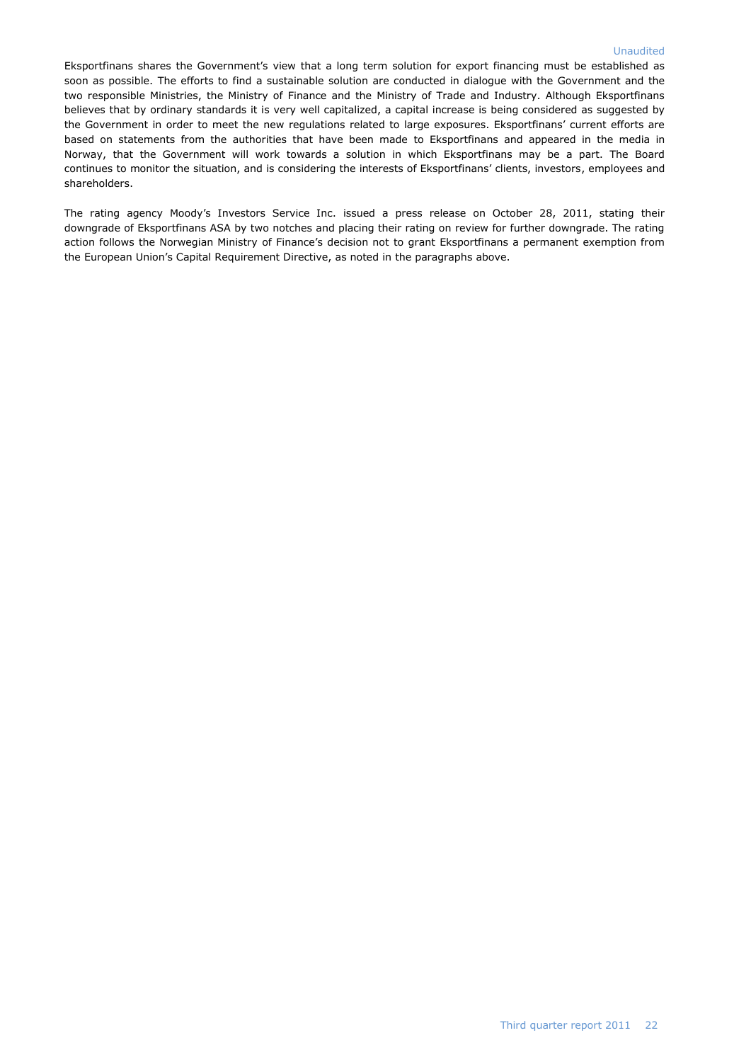Eksportfinans shares the Government's view that a long term solution for export financing must be established as soon as possible. The efforts to find a sustainable solution are conducted in dialogue with the Government and the two responsible Ministries, the Ministry of Finance and the Ministry of Trade and Industry. Although Eksportfinans believes that by ordinary standards it is very well capitalized, a capital increase is being considered as suggested by the Government in order to meet the new regulations related to large exposures. Eksportfinans' current efforts are based on statements from the authorities that have been made to Eksportfinans and appeared in the media in Norway, that the Government will work towards a solution in which Eksportfinans may be a part. The Board continues to monitor the situation, and is considering the interests of Eksportfinans' clients, investors, employees and shareholders.

The rating agency Moody's Investors Service Inc. issued a press release on October 28, 2011, stating their downgrade of Eksportfinans ASA by two notches and placing their rating on review for further downgrade. The rating action follows the Norwegian Ministry of Finance's decision not to grant Eksportfinans a permanent exemption from the European Union's Capital Requirement Directive, as noted in the paragraphs above.